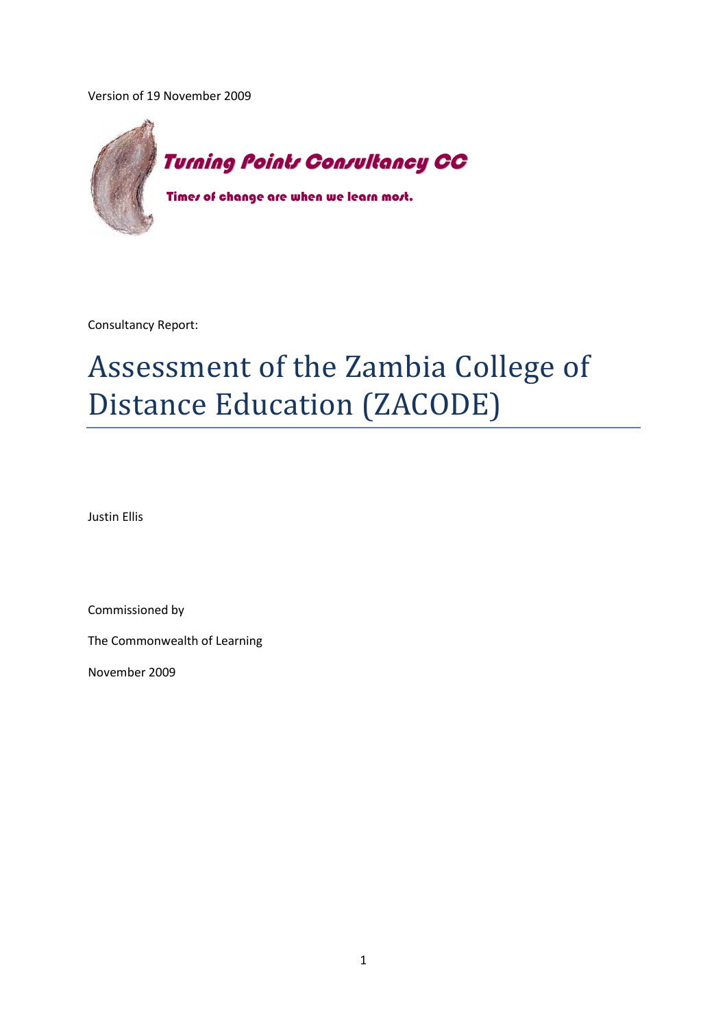Version of 19 November 2009

**Turning Points Consultancy CC**

**Times of change are when we learn most.**

Consultancy Report:

# Assessment of the Zambia College of Distance Education (ZACODE)

Justin Ellis

Commissioned by

The Commonwealth of Learning

November 2009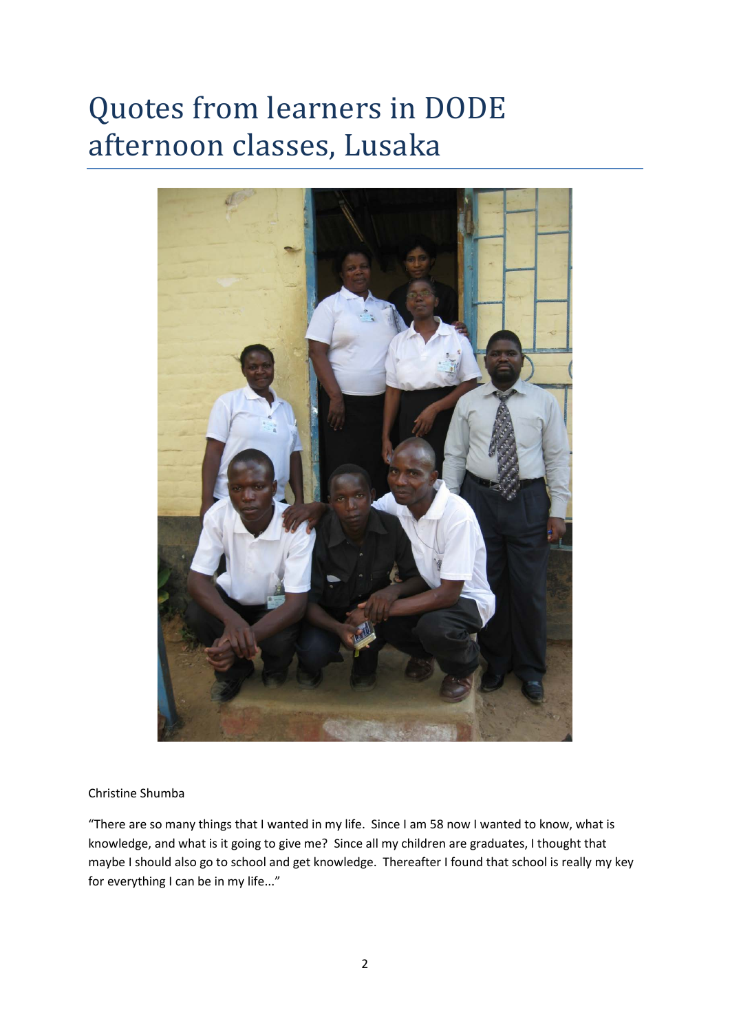# Quotes from learners in DODE afternoon classes, Lusaka

Christine Shumba

"There are so many things that I wanted in my life. Since I am 58 now I wanted to know, what is knowledge, and what is it going to give me? Since all my children are graduates, I thought that maybe I should also go to school and get knowledge. Thereafter I found that school is really my key for everything I can be in my life..."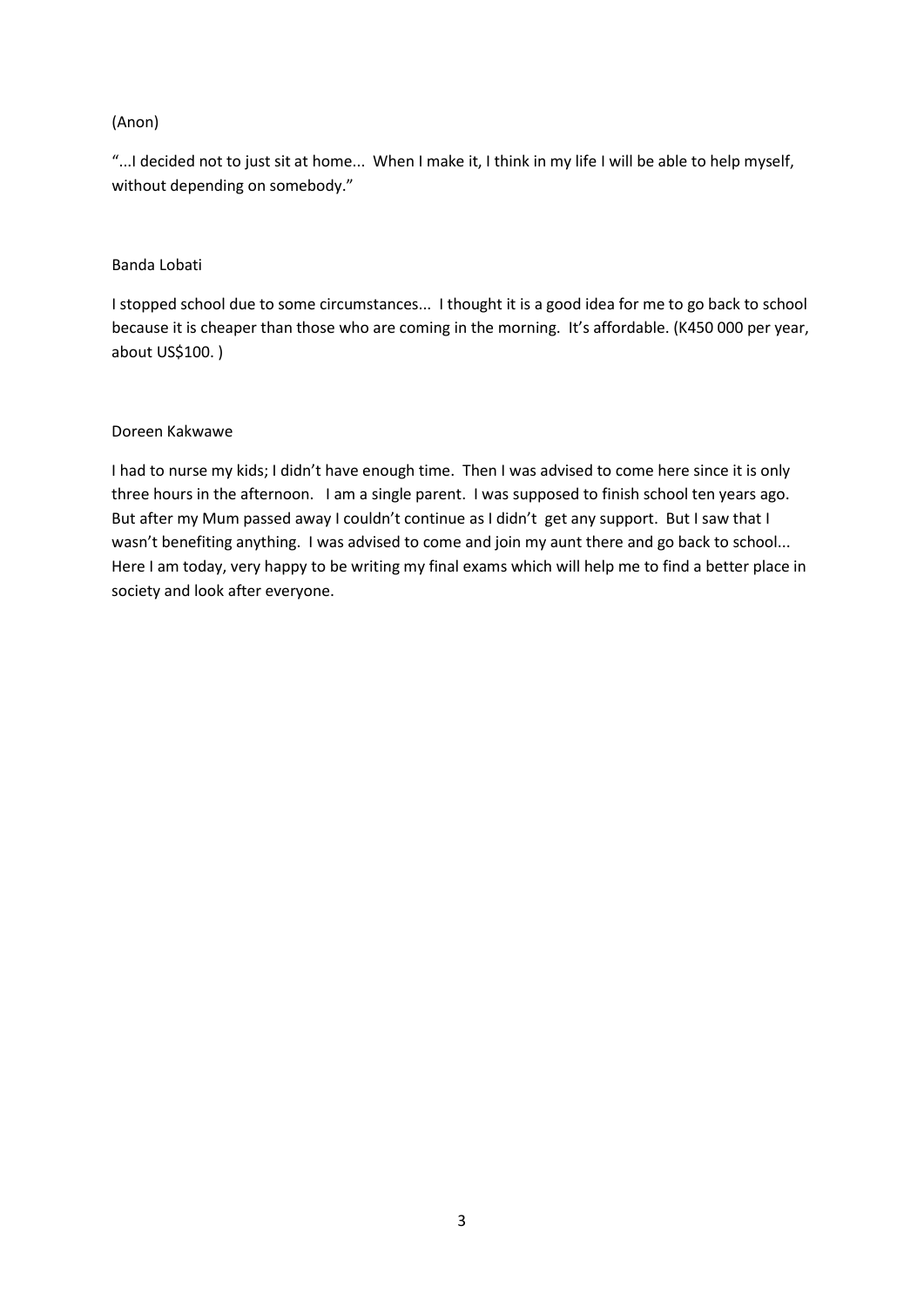(Anon)

"...I decided not to just sit at home... When I make it, I think in my life I will be able to help myself, without depending on somebody."

Banda Lobati

I stopped school due to some circumstances... I thought it is a good idea for me to go back to school because it is cheaper than those who are coming in the morning. It's affordable. (K450 000 per year, about US$100. )

Doreen Kakwawe

I had to nurse my kids; I didn't have enough time. Then I was advised to come here since it is only three hours in the afternoon. I am a single parent. I was supposed to finish school ten years ago. But after my Mum passed away I couldn't continue as I didn't get any support. But I saw that I wasn't benefiting anything. I was advised to come and join my aunt there and go back to school... Here I am today, very happy to be writing my final exams which will help me to find a better place in society and look after everyone.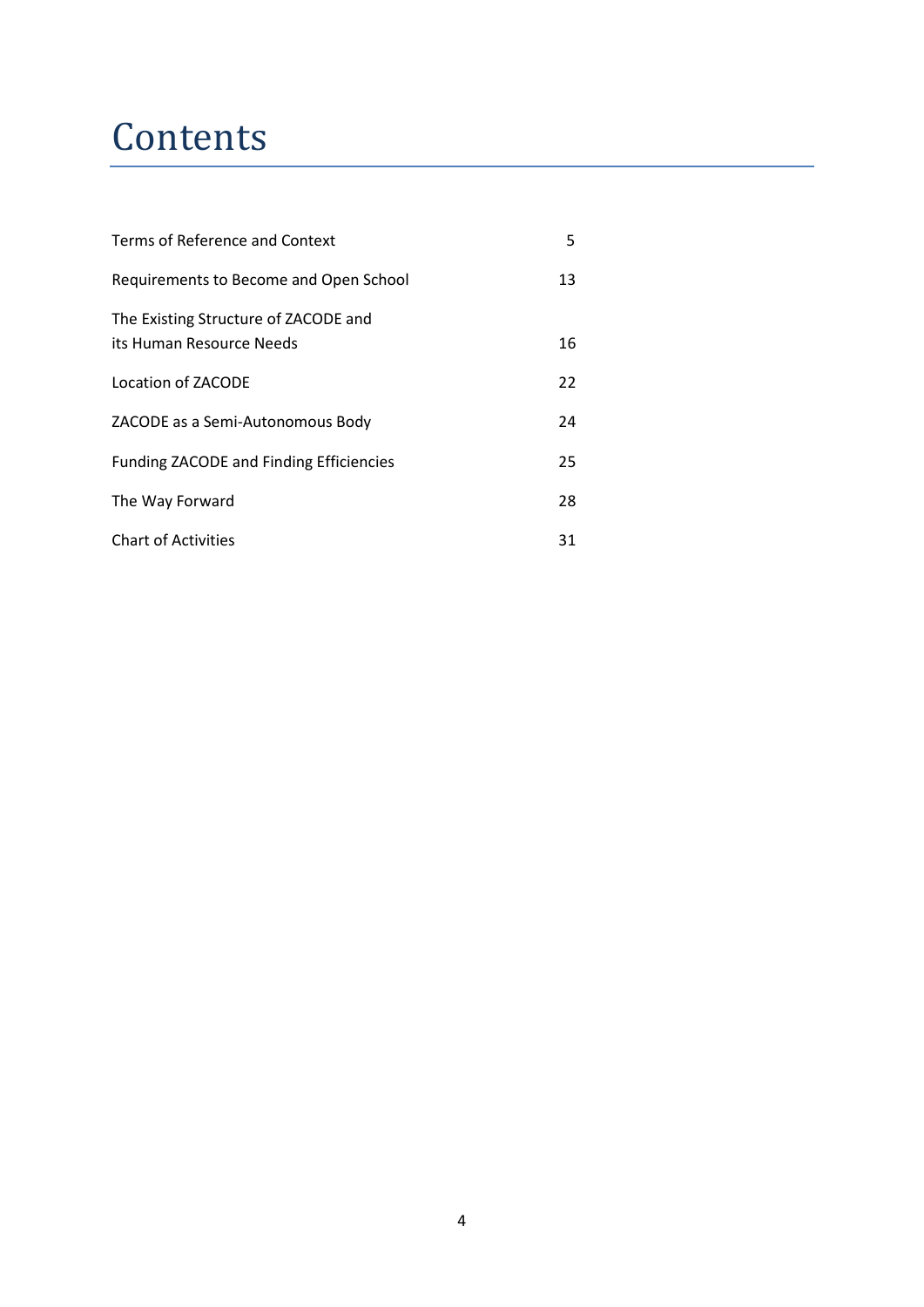# Contents

| | |
|---|---|
| Terms of Reference and Context | 5 |
| Requirements to Become and Open School | 13 |
| The Existing Structure of ZACODE and its Human Resource Needs | 16 |
| Location of ZACODE | 22 |
| ZACODE as a Semi-Autonomous Body | 24 |
| Funding ZACODE and Finding Efficiencies | 25 |
| The Way Forward | 28 |
| Chart of Activities | 31 |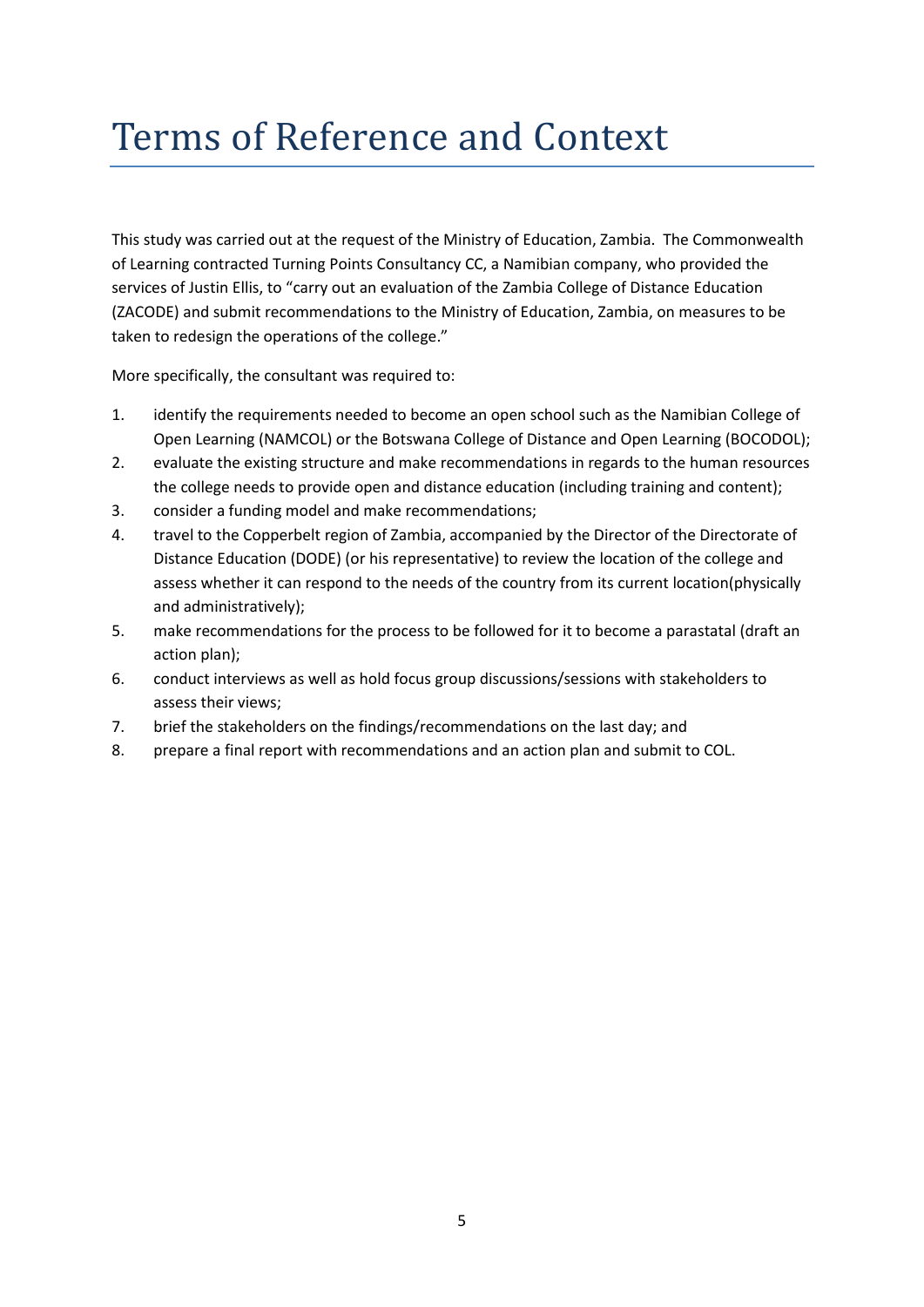# Terms of Reference and Context

This study was carried out at the request of the Ministry of Education, Zambia. The Commonwealth of Learning contracted Turning Points Consultancy CC, a Namibian company, who provided the services of Justin Ellis, to "carry out an evaluation of the Zambia College of Distance Education (ZACODE) and submit recommendations to the Ministry of Education, Zambia, on measures to be taken to redesign the operations of the college."

More specifically, the consultant was required to:

1. identify the requirements needed to become an open school such as the Namibian College of Open Learning (NAMCOL) or the Botswana College of Distance and Open Learning (BOCODOL);
2. evaluate the existing structure and make recommendations in regards to the human resources the college needs to provide open and distance education (including training and content);
3. consider a funding model and make recommendations;
4. travel to the Copperbelt region of Zambia, accompanied by the Director of the Directorate of Distance Education (DODE) (or his representative) to review the location of the college and assess whether it can respond to the needs of the country from its current location(physically and administratively);
5. make recommendations for the process to be followed for it to become a parastatal (draft an action plan);
6. conduct interviews as well as hold focus group discussions/sessions with stakeholders to assess their views;
7. brief the stakeholders on the findings/recommendations on the last day; and
8. prepare a final report with recommendations and an action plan and submit to COL.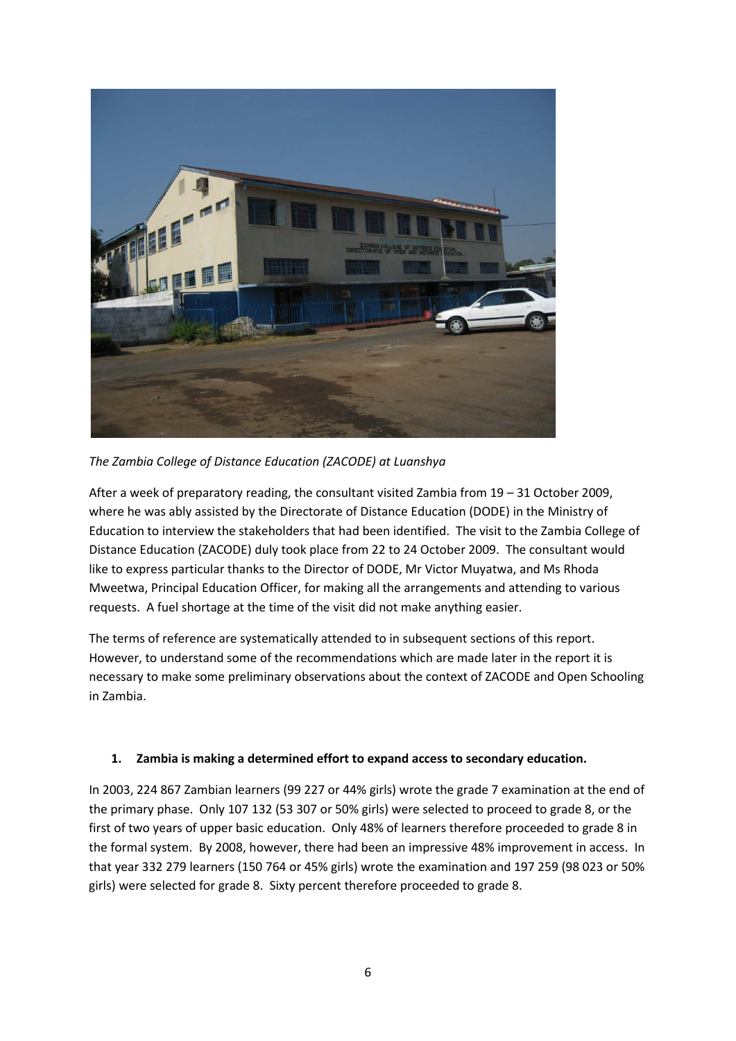*The Zambia College of Distance Education (ZACODE) at Luanshya*

After a week of preparatory reading, the consultant visited Zambia from 19 – 31 October 2009, where he was ably assisted by the Directorate of Distance Education (DODE) in the Ministry of Education to interview the stakeholders that had been identified. The visit to the Zambia College of Distance Education (ZACODE) duly took place from 22 to 24 October 2009. The consultant would like to express particular thanks to the Director of DODE, Mr Victor Muyatwa, and Ms Rhoda Mweetwa, Principal Education Officer, for making all the arrangements and attending to various requests. A fuel shortage at the time of the visit did not make anything easier.

The terms of reference are systematically attended to in subsequent sections of this report. However, to understand some of the recommendations which are made later in the report it is necessary to make some preliminary observations about the context of ZACODE and Open Schooling in Zambia.

1. **Zambia is making a determined effort to expand access to secondary education.**

In 2003, 224 867 Zambian learners (99 227 or 44% girls) wrote the grade 7 examination at the end of the primary phase. Only 107 132 (53 307 or 50% girls) were selected to proceed to grade 8, or the first of two years of upper basic education. Only 48% of learners therefore proceeded to grade 8 in the formal system. By 2008, however, there had been an impressive 48% improvement in access. In that year 332 279 learners (150 764 or 45% girls) wrote the examination and 197 259 (98 023 or 50% girls) were selected for grade 8. Sixty percent therefore proceeded to grade 8.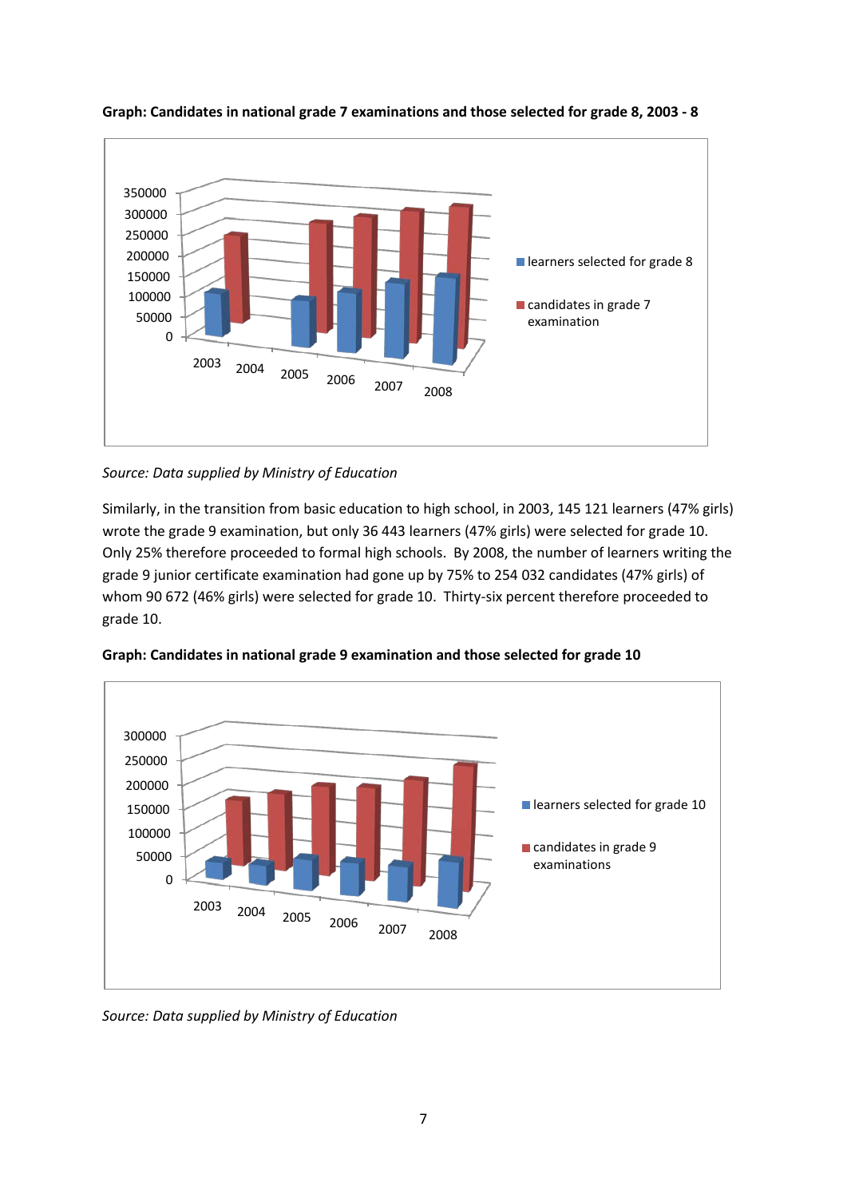**Graph: Candidates in national grade 7 examinations and those selected for grade 8, 2003 - 8**

*Source: Data supplied by Ministry of Education*

Similarly, in the transition from basic education to high school, in 2003, 145 121 learners (47% girls) wrote the grade 9 examination, but only 36 443 learners (47% girls) were selected for grade 10. Only 25% therefore proceeded to formal high schools. By 2008, the number of learners writing the grade 9 junior certificate examination had gone up by 75% to 254 032 candidates (47% girls) of whom 90 672 (46% girls) were selected for grade 10. Thirty-six percent therefore proceeded to grade 10.

**Graph: Candidates in national grade 9 examination and those selected for grade 10**

*Source: Data supplied by Ministry of Education*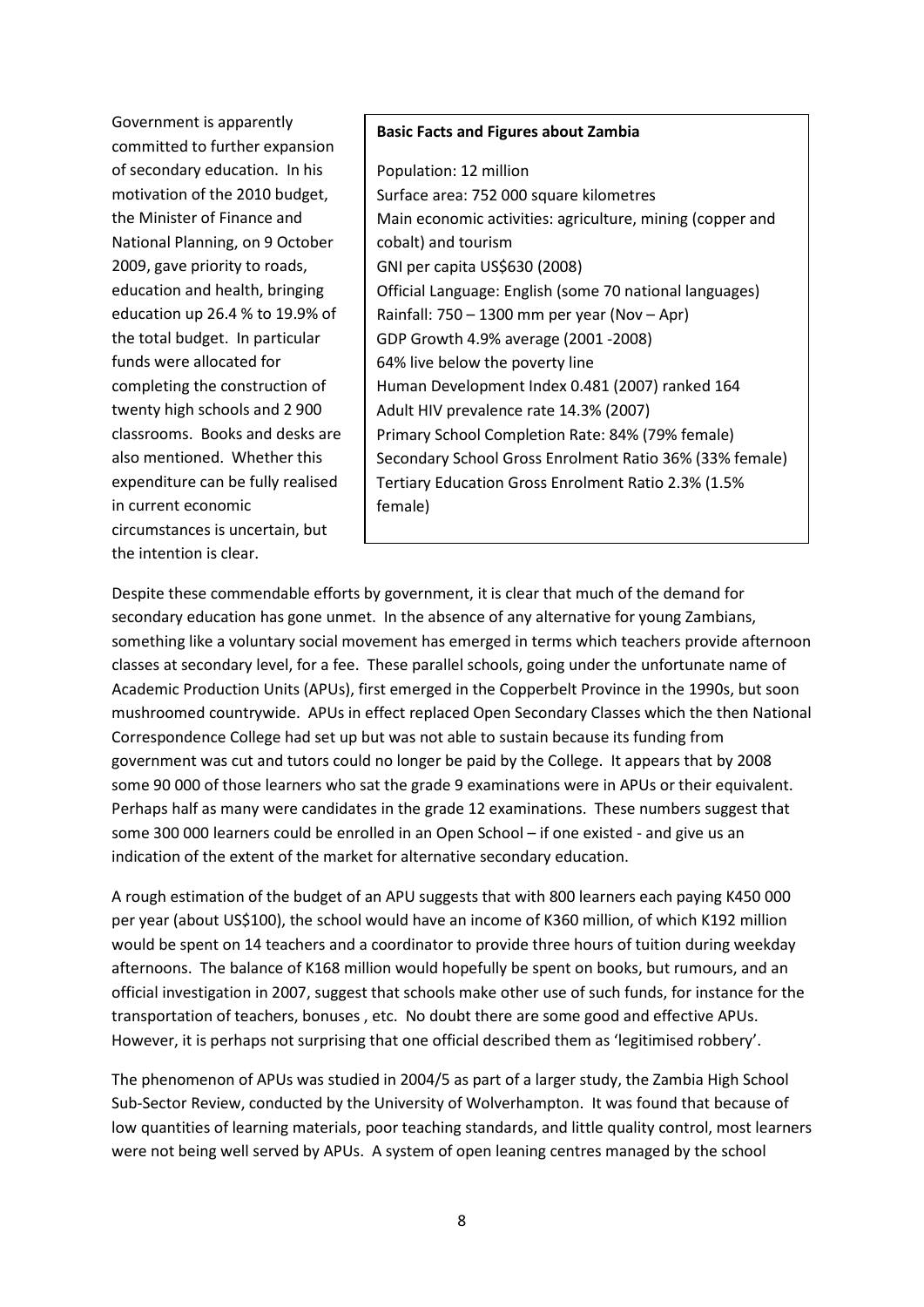Government is apparently committed to further expansion of secondary education. In his motivation of the 2010 budget, the Minister of Finance and National Planning, on 9 October 2009, gave priority to roads, education and health, bringing education up 26.4 % to 19.9% of the total budget. In particular funds were allocated for completing the construction of twenty high schools and 2 900 classrooms. Books and desks are also mentioned. Whether this expenditure can be fully realised in current economic circumstances is uncertain, but the intention is clear.

> **Basic Facts and Figures about Zambia**
>
> Population: 12 million
> Surface area: 752 000 square kilometres
> Main economic activities: agriculture, mining (copper and cobalt) and tourism
> GNI per capita US$630 (2008)
> Official Language: English (some 70 national languages)
> Rainfall: 750 – 1300 mm per year (Nov – Apr)
> GDP Growth 4.9% average (2001 -2008)
> 64% live below the poverty line
> Human Development Index 0.481 (2007) ranked 164
> Adult HIV prevalence rate 14.3% (2007)
> Primary School Completion Rate: 84% (79% female)
> Secondary School Gross Enrolment Ratio 36% (33% female)
> Tertiary Education Gross Enrolment Ratio 2.3% (1.5% female)

Despite these commendable efforts by government, it is clear that much of the demand for secondary education has gone unmet. In the absence of any alternative for young Zambians, something like a voluntary social movement has emerged in terms which teachers provide afternoon classes at secondary level, for a fee. These parallel schools, going under the unfortunate name of Academic Production Units (APUs), first emerged in the Copperbelt Province in the 1990s, but soon mushroomed countrywide. APUs in effect replaced Open Secondary Classes which the then National Correspondence College had set up but was not able to sustain because its funding from government was cut and tutors could no longer be paid by the College. It appears that by 2008 some 90 000 of those learners who sat the grade 9 examinations were in APUs or their equivalent. Perhaps half as many were candidates in the grade 12 examinations. These numbers suggest that some 300 000 learners could be enrolled in an Open School – if one existed - and give us an indication of the extent of the market for alternative secondary education.

A rough estimation of the budget of an APU suggests that with 800 learners each paying K450 000 per year (about US$100), the school would have an income of K360 million, of which K192 million would be spent on 14 teachers and a coordinator to provide three hours of tuition during weekday afternoons. The balance of K168 million would hopefully be spent on books, but rumours, and an official investigation in 2007, suggest that schools make other use of such funds, for instance for the transportation of teachers, bonuses , etc. No doubt there are some good and effective APUs. However, it is perhaps not surprising that one official described them as 'legitimised robbery'.

The phenomenon of APUs was studied in 2004/5 as part of a larger study, the Zambia High School Sub-Sector Review, conducted by the University of Wolverhampton. It was found that because of low quantities of learning materials, poor teaching standards, and little quality control, most learners were not being well served by APUs. A system of open leaning centres managed by the school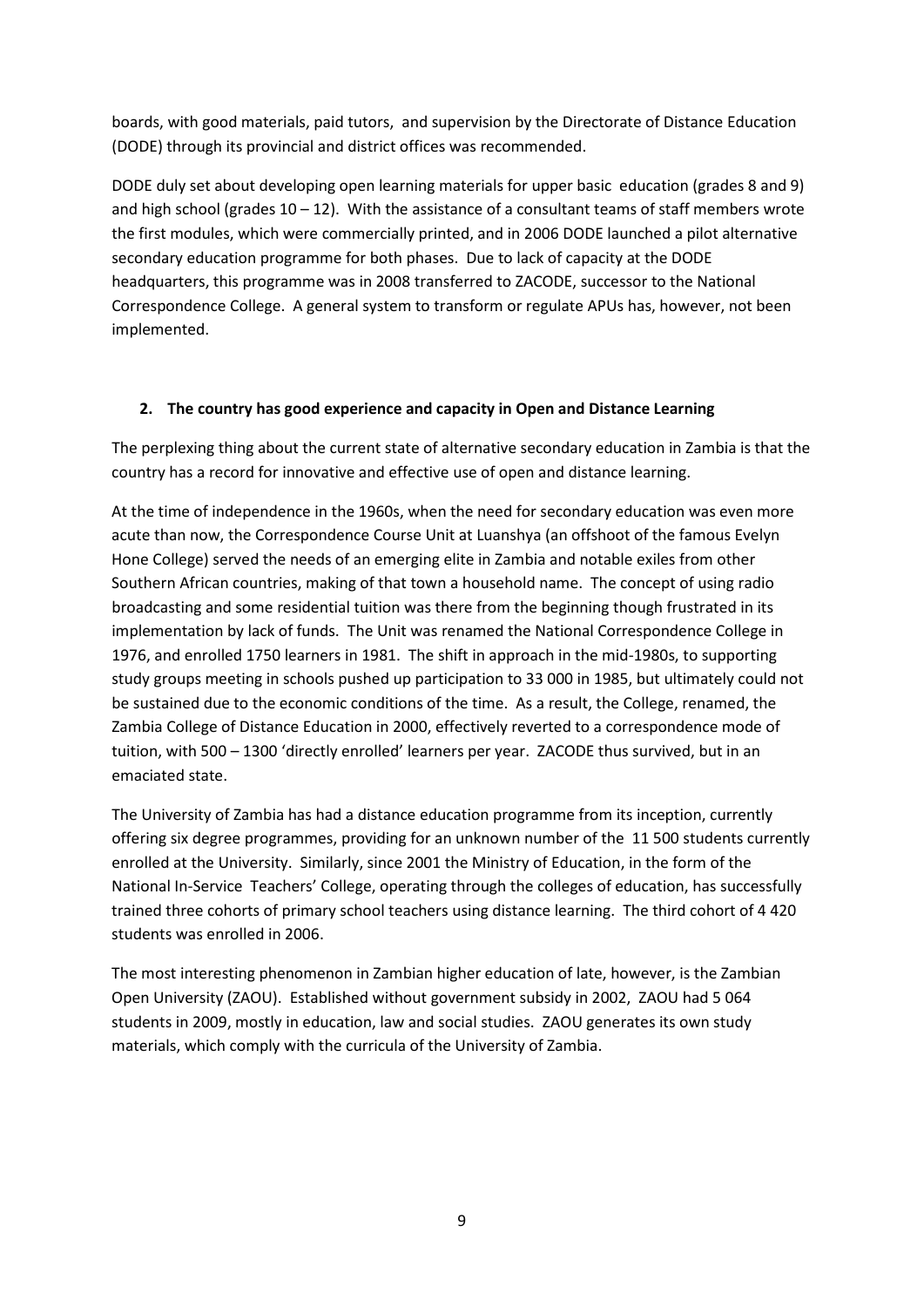boards, with good materials, paid tutors, and supervision by the Directorate of Distance Education (DODE) through its provincial and district offices was recommended.

DODE duly set about developing open learning materials for upper basic education (grades 8 and 9) and high school (grades 10 – 12). With the assistance of a consultant teams of staff members wrote the first modules, which were commercially printed, and in 2006 DODE launched a pilot alternative secondary education programme for both phases. Due to lack of capacity at the DODE headquarters, this programme was in 2008 transferred to ZACODE, successor to the National Correspondence College. A general system to transform or regulate APUs has, however, not been implemented.

## 2. The country has good experience and capacity in Open and Distance Learning

The perplexing thing about the current state of alternative secondary education in Zambia is that the country has a record for innovative and effective use of open and distance learning.

At the time of independence in the 1960s, when the need for secondary education was even more acute than now, the Correspondence Course Unit at Luanshya (an offshoot of the famous Evelyn Hone College) served the needs of an emerging elite in Zambia and notable exiles from other Southern African countries, making of that town a household name. The concept of using radio broadcasting and some residential tuition was there from the beginning though frustrated in its implementation by lack of funds. The Unit was renamed the National Correspondence College in 1976, and enrolled 1750 learners in 1981. The shift in approach in the mid-1980s, to supporting study groups meeting in schools pushed up participation to 33 000 in 1985, but ultimately could not be sustained due to the economic conditions of the time. As a result, the College, renamed, the Zambia College of Distance Education in 2000, effectively reverted to a correspondence mode of tuition, with 500 – 1300 'directly enrolled' learners per year. ZACODE thus survived, but in an emaciated state.

The University of Zambia has had a distance education programme from its inception, currently offering six degree programmes, providing for an unknown number of the 11 500 students currently enrolled at the University. Similarly, since 2001 the Ministry of Education, in the form of the National In-Service Teachers' College, operating through the colleges of education, has successfully trained three cohorts of primary school teachers using distance learning. The third cohort of 4 420 students was enrolled in 2006.

The most interesting phenomenon in Zambian higher education of late, however, is the Zambian Open University (ZAOU). Established without government subsidy in 2002, ZAOU had 5 064 students in 2009, mostly in education, law and social studies. ZAOU generates its own study materials, which comply with the curricula of the University of Zambia.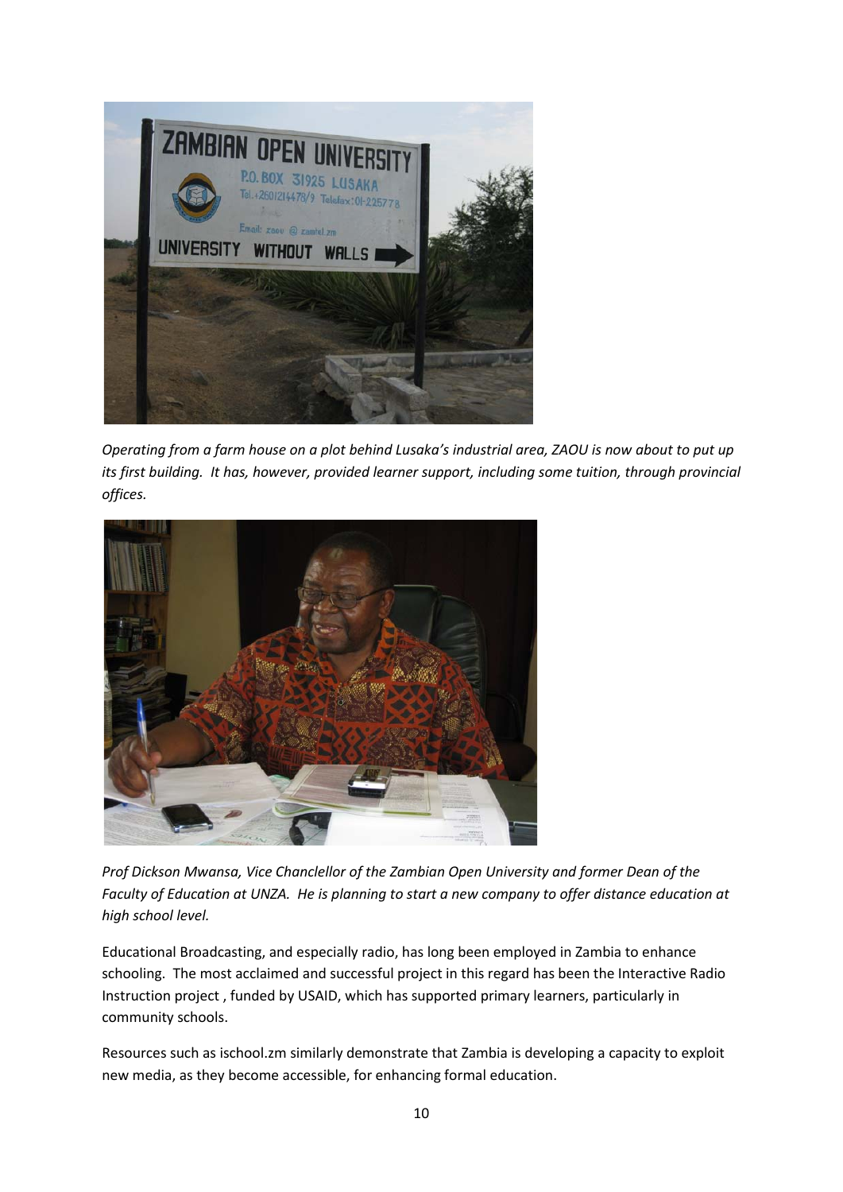*Operating from a farm house on a plot behind Lusaka's industrial area, ZAOU is now about to put up its first building. It has, however, provided learner support, including some tuition, through provincial offices.*

*Prof Dickson Mwansa, Vice Chanclellor of the Zambian Open University and former Dean of the Faculty of Education at UNZA. He is planning to start a new company to offer distance education at high school level.*

Educational Broadcasting, and especially radio, has long been employed in Zambia to enhance schooling. The most acclaimed and successful project in this regard has been the Interactive Radio Instruction project , funded by USAID, which has supported primary learners, particularly in community schools.

Resources such as ischool.zm similarly demonstrate that Zambia is developing a capacity to exploit new media, as they become accessible, for enhancing formal education.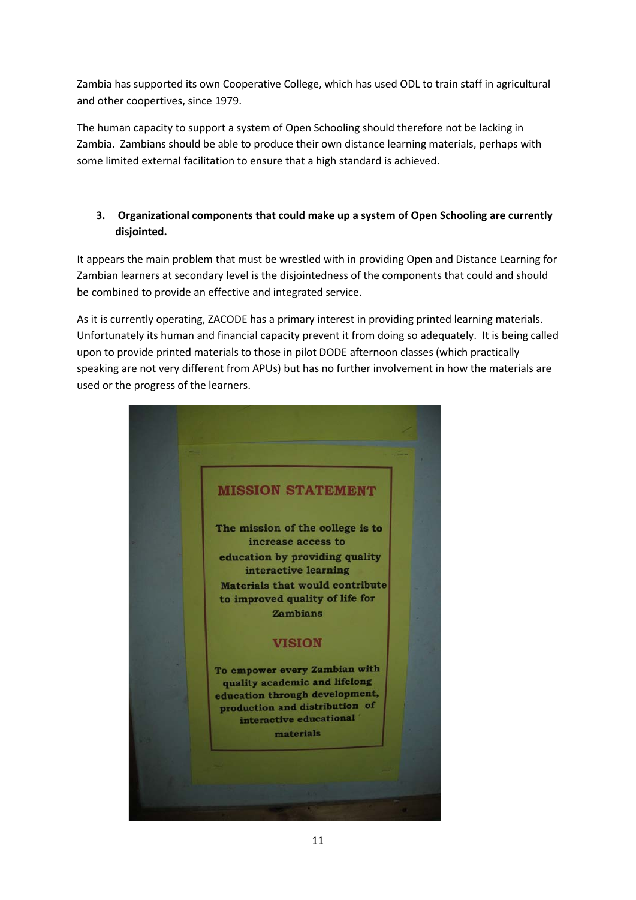Zambia has supported its own Cooperative College, which has used ODL to train staff in agricultural and other coopertives, since 1979.

The human capacity to support a system of Open Schooling should therefore not be lacking in Zambia. Zambians should be able to produce their own distance learning materials, perhaps with some limited external facilitation to ensure that a high standard is achieved.

### 3. Organizational components that could make up a system of Open Schooling are currently disjointed.

It appears the main problem that must be wrestled with in providing Open and Distance Learning for Zambian learners at secondary level is the disjointedness of the components that could and should be combined to provide an effective and integrated service.

As it is currently operating, ZACODE has a primary interest in providing printed learning materials. Unfortunately its human and financial capacity prevent it from doing so adequately. It is being called upon to provide printed materials to those in pilot DODE afternoon classes (which practically speaking are not very different from APUs) but has no further involvement in how the materials are used or the progress of the learners.

**MISSION STATEMENT**

The mission of the college is to increase access to education by providing quality interactive learning Materials that would contribute to improved quality of life for Zambians

**VISION**

To empower every Zambian with quality academic and lifelong education through development, production and distribution of interactive educational materials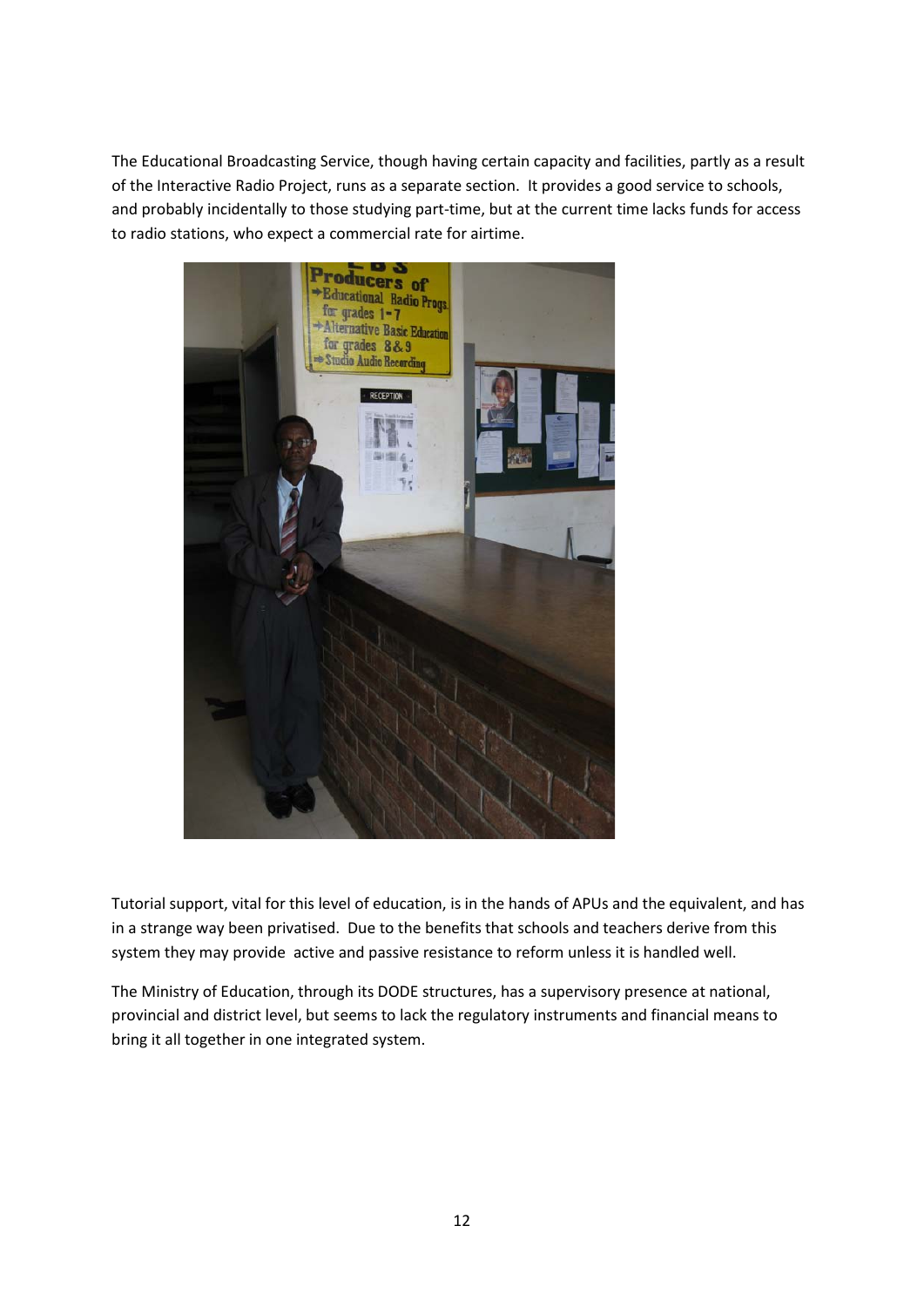The Educational Broadcasting Service, though having certain capacity and facilities, partly as a result of the Interactive Radio Project, runs as a separate section. It provides a good service to schools, and probably incidentally to those studying part-time, but at the current time lacks funds for access to radio stations, who expect a commercial rate for airtime.

Tutorial support, vital for this level of education, is in the hands of APUs and the equivalent, and has in a strange way been privatised. Due to the benefits that schools and teachers derive from this system they may provide active and passive resistance to reform unless it is handled well.

The Ministry of Education, through its DODE structures, has a supervisory presence at national, provincial and district level, but seems to lack the regulatory instruments and financial means to bring it all together in one integrated system.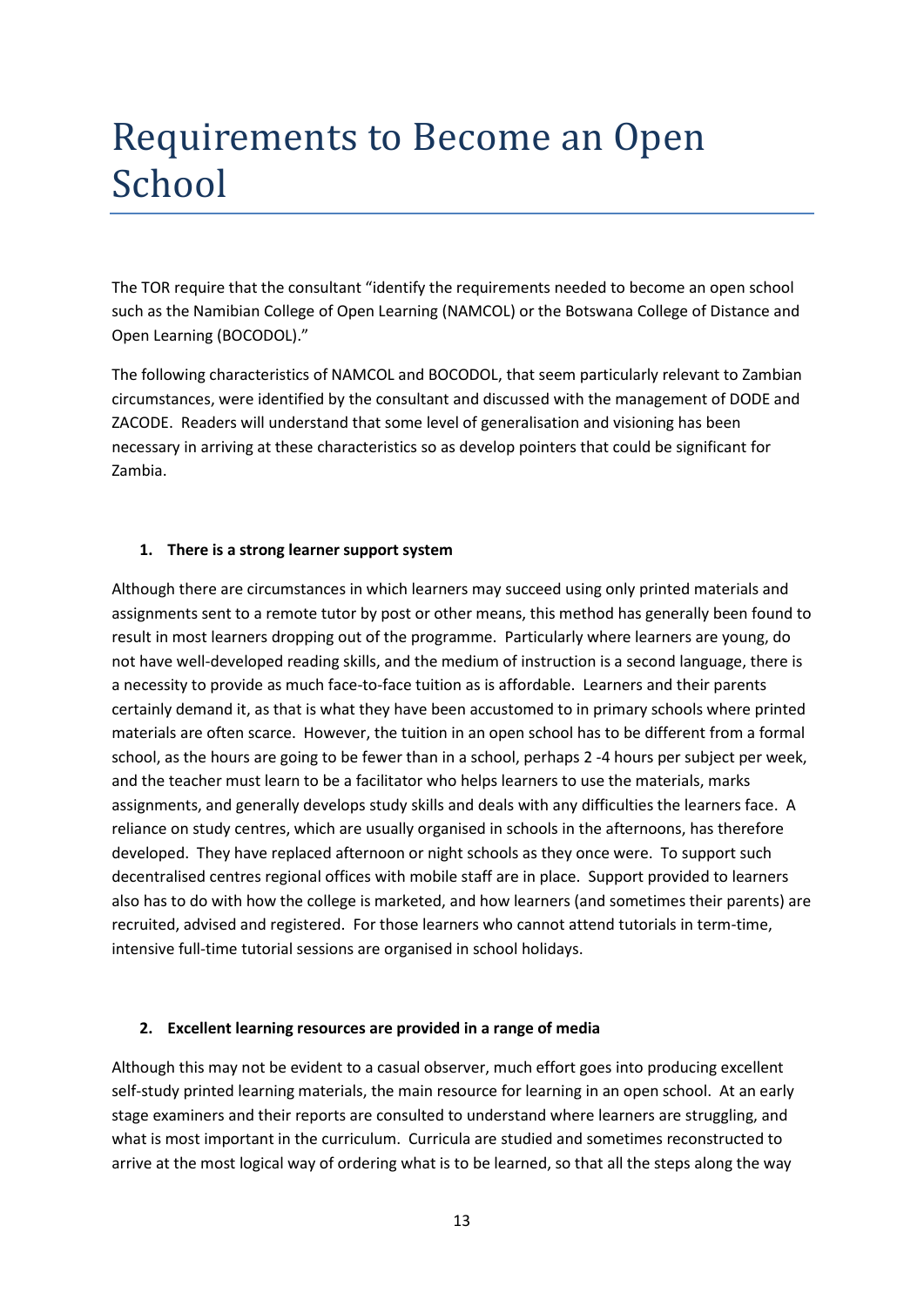# Requirements to Become an Open School

The TOR require that the consultant "identify the requirements needed to become an open school such as the Namibian College of Open Learning (NAMCOL) or the Botswana College of Distance and Open Learning (BOCODOL)."

The following characteristics of NAMCOL and BOCODOL, that seem particularly relevant to Zambian circumstances, were identified by the consultant and discussed with the management of DODE and ZACODE. Readers will understand that some level of generalisation and visioning has been necessary in arriving at these characteristics so as develop pointers that could be significant for Zambia.

1. **There is a strong learner support system**

Although there are circumstances in which learners may succeed using only printed materials and assignments sent to a remote tutor by post or other means, this method has generally been found to result in most learners dropping out of the programme. Particularly where learners are young, do not have well-developed reading skills, and the medium of instruction is a second language, there is a necessity to provide as much face-to-face tuition as is affordable. Learners and their parents certainly demand it, as that is what they have been accustomed to in primary schools where printed materials are often scarce. However, the tuition in an open school has to be different from a formal school, as the hours are going to be fewer than in a school, perhaps 2 -4 hours per subject per week, and the teacher must learn to be a facilitator who helps learners to use the materials, marks assignments, and generally develops study skills and deals with any difficulties the learners face. A reliance on study centres, which are usually organised in schools in the afternoons, has therefore developed. They have replaced afternoon or night schools as they once were. To support such decentralised centres regional offices with mobile staff are in place. Support provided to learners also has to do with how the college is marketed, and how learners (and sometimes their parents) are recruited, advised and registered. For those learners who cannot attend tutorials in term-time, intensive full-time tutorial sessions are organised in school holidays.

2. **Excellent learning resources are provided in a range of media**

Although this may not be evident to a casual observer, much effort goes into producing excellent self-study printed learning materials, the main resource for learning in an open school. At an early stage examiners and their reports are consulted to understand where learners are struggling, and what is most important in the curriculum. Curricula are studied and sometimes reconstructed to arrive at the most logical way of ordering what is to be learned, so that all the steps along the way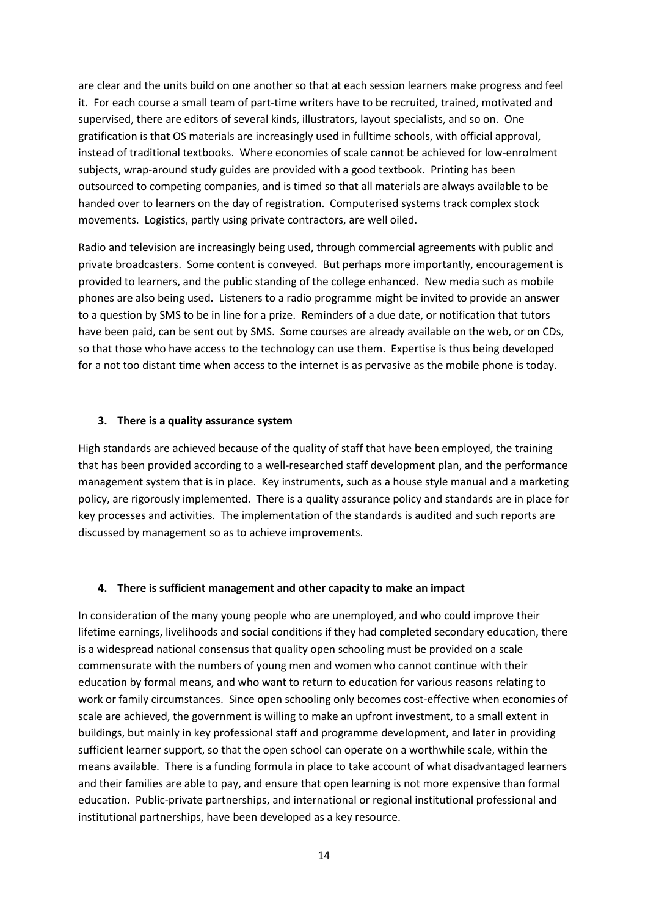are clear and the units build on one another so that at each session learners make progress and feel it. For each course a small team of part-time writers have to be recruited, trained, motivated and supervised, there are editors of several kinds, illustrators, layout specialists, and so on. One gratification is that OS materials are increasingly used in fulltime schools, with official approval, instead of traditional textbooks. Where economies of scale cannot be achieved for low-enrolment subjects, wrap-around study guides are provided with a good textbook. Printing has been outsourced to competing companies, and is timed so that all materials are always available to be handed over to learners on the day of registration. Computerised systems track complex stock movements. Logistics, partly using private contractors, are well oiled.

Radio and television are increasingly being used, through commercial agreements with public and private broadcasters. Some content is conveyed. But perhaps more importantly, encouragement is provided to learners, and the public standing of the college enhanced. New media such as mobile phones are also being used. Listeners to a radio programme might be invited to provide an answer to a question by SMS to be in line for a prize. Reminders of a due date, or notification that tutors have been paid, can be sent out by SMS. Some courses are already available on the web, or on CDs, so that those who have access to the technology can use them. Expertise is thus being developed for a not too distant time when access to the internet is as pervasive as the mobile phone is today.

### 3. There is a quality assurance system

High standards are achieved because of the quality of staff that have been employed, the training that has been provided according to a well-researched staff development plan, and the performance management system that is in place. Key instruments, such as a house style manual and a marketing policy, are rigorously implemented. There is a quality assurance policy and standards are in place for key processes and activities. The implementation of the standards is audited and such reports are discussed by management so as to achieve improvements.

### 4. There is sufficient management and other capacity to make an impact

In consideration of the many young people who are unemployed, and who could improve their lifetime earnings, livelihoods and social conditions if they had completed secondary education, there is a widespread national consensus that quality open schooling must be provided on a scale commensurate with the numbers of young men and women who cannot continue with their education by formal means, and who want to return to education for various reasons relating to work or family circumstances. Since open schooling only becomes cost-effective when economies of scale are achieved, the government is willing to make an upfront investment, to a small extent in buildings, but mainly in key professional staff and programme development, and later in providing sufficient learner support, so that the open school can operate on a worthwhile scale, within the means available. There is a funding formula in place to take account of what disadvantaged learners and their families are able to pay, and ensure that open learning is not more expensive than formal education. Public-private partnerships, and international or regional institutional professional and institutional partnerships, have been developed as a key resource.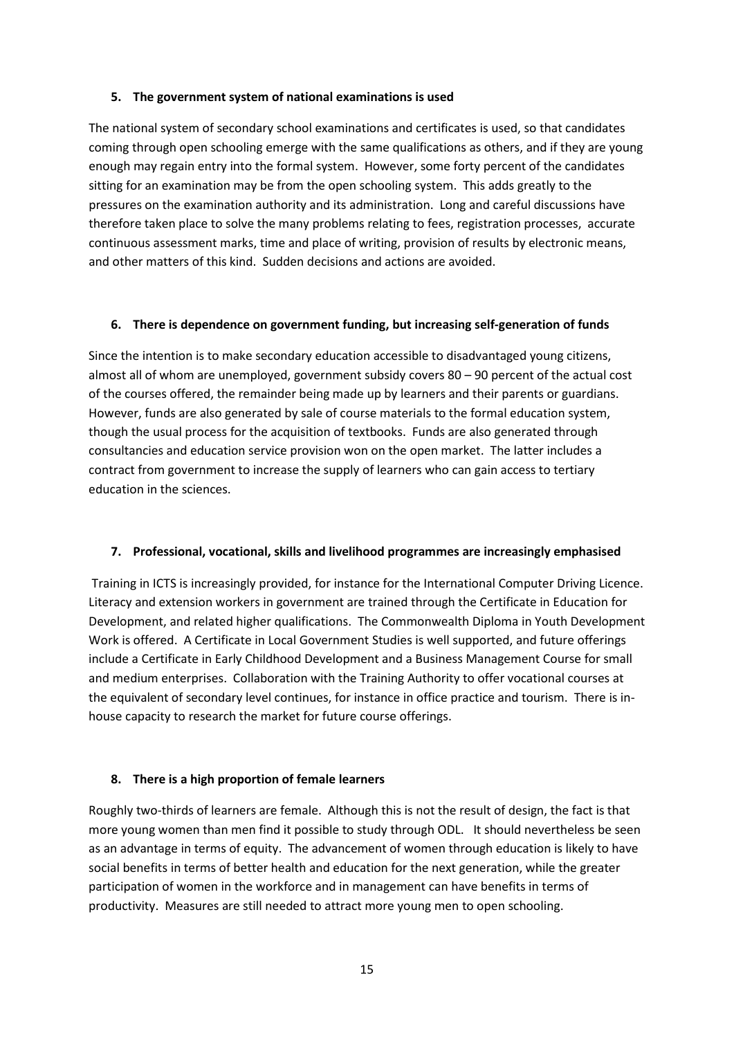**5. The government system of national examinations is used**

The national system of secondary school examinations and certificates is used, so that candidates coming through open schooling emerge with the same qualifications as others, and if they are young enough may regain entry into the formal system. However, some forty percent of the candidates sitting for an examination may be from the open schooling system. This adds greatly to the pressures on the examination authority and its administration. Long and careful discussions have therefore taken place to solve the many problems relating to fees, registration processes, accurate continuous assessment marks, time and place of writing, provision of results by electronic means, and other matters of this kind. Sudden decisions and actions are avoided.

**6. There is dependence on government funding, but increasing self-generation of funds**

Since the intention is to make secondary education accessible to disadvantaged young citizens, almost all of whom are unemployed, government subsidy covers 80 – 90 percent of the actual cost of the courses offered, the remainder being made up by learners and their parents or guardians. However, funds are also generated by sale of course materials to the formal education system, though the usual process for the acquisition of textbooks. Funds are also generated through consultancies and education service provision won on the open market. The latter includes a contract from government to increase the supply of learners who can gain access to tertiary education in the sciences.

**7. Professional, vocational, skills and livelihood programmes are increasingly emphasised**

Training in ICTS is increasingly provided, for instance for the International Computer Driving Licence. Literacy and extension workers in government are trained through the Certificate in Education for Development, and related higher qualifications. The Commonwealth Diploma in Youth Development Work is offered. A Certificate in Local Government Studies is well supported, and future offerings include a Certificate in Early Childhood Development and a Business Management Course for small and medium enterprises. Collaboration with the Training Authority to offer vocational courses at the equivalent of secondary level continues, for instance in office practice and tourism. There is in-house capacity to research the market for future course offerings.

**8. There is a high proportion of female learners**

Roughly two-thirds of learners are female. Although this is not the result of design, the fact is that more young women than men find it possible to study through ODL. It should nevertheless be seen as an advantage in terms of equity. The advancement of women through education is likely to have social benefits in terms of better health and education for the next generation, while the greater participation of women in the workforce and in management can have benefits in terms of productivity. Measures are still needed to attract more young men to open schooling.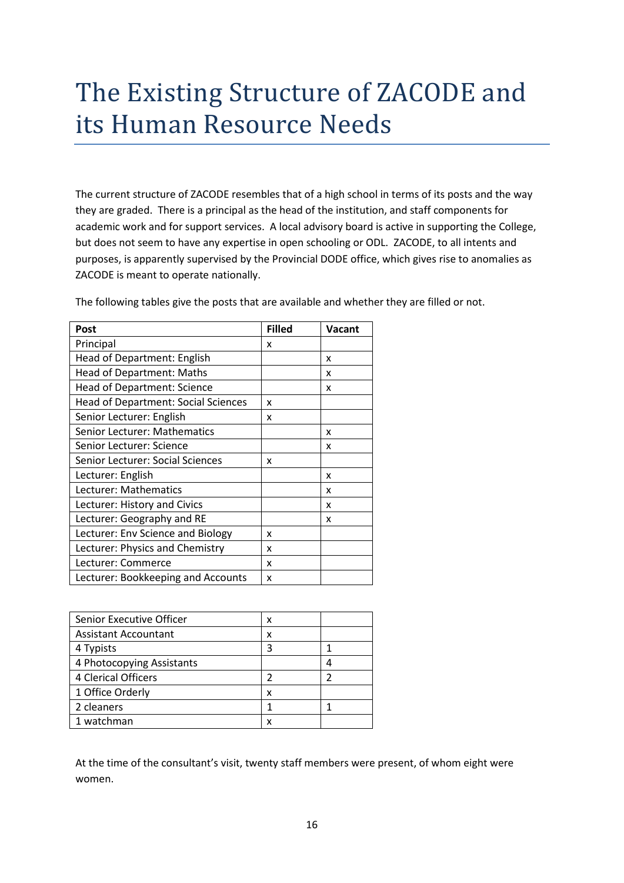# The Existing Structure of ZACODE and its Human Resource Needs

The current structure of ZACODE resembles that of a high school in terms of its posts and the way they are graded. There is a principal as the head of the institution, and staff components for academic work and for support services. A local advisory board is active in supporting the College, but does not seem to have any expertise in open schooling or ODL. ZACODE, to all intents and purposes, is apparently supervised by the Provincial DODE office, which gives rise to anomalies as ZACODE is meant to operate nationally.

The following tables give the posts that are available and whether they are filled or not.

| Post | Filled | Vacant |
|---|---|---|
| Principal | x | |
| Head of Department: English | | x |
| Head of Department: Maths | | x |
| Head of Department: Science | | x |
| Head of Department: Social Sciences | x | |
| Senior Lecturer: English | x | |
| Senior Lecturer: Mathematics | | x |
| Senior Lecturer: Science | | x |
| Senior Lecturer: Social Sciences | x | |
| Lecturer: English | | x |
| Lecturer: Mathematics | | x |
| Lecturer: History and Civics | | x |
| Lecturer: Geography and RE | | x |
| Lecturer: Env Science and Biology | x | |
| Lecturer: Physics and Chemistry | x | |
| Lecturer: Commerce | x | |
| Lecturer: Bookkeeping and Accounts | x | |

| | | |
|---|---|---|
| Senior Executive Officer | x | |
| Assistant Accountant | x | |
| 4 Typists | 3 | 1 |
| 4 Photocopying Assistants | | 4 |
| 4 Clerical Officers | 2 | 2 |
| 1 Office Orderly | x | |
| 2 cleaners | 1 | 1 |
| 1 watchman | x | |

At the time of the consultant's visit, twenty staff members were present, of whom eight were women.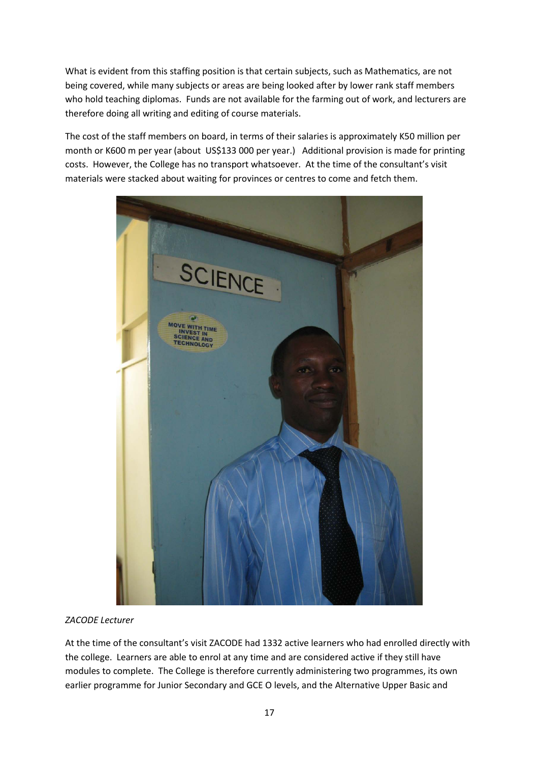What is evident from this staffing position is that certain subjects, such as Mathematics, are not being covered, while many subjects or areas are being looked after by lower rank staff members who hold teaching diplomas. Funds are not available for the farming out of work, and lecturers are therefore doing all writing and editing of course materials.

The cost of the staff members on board, in terms of their salaries is approximately K50 million per month or K600 m per year (about US$133 000 per year.) Additional provision is made for printing costs. However, the College has no transport whatsoever. At the time of the consultant's visit materials were stacked about waiting for provinces or centres to come and fetch them.

*ZACODE Lecturer*

At the time of the consultant's visit ZACODE had 1332 active learners who had enrolled directly with the college. Learners are able to enrol at any time and are considered active if they still have modules to complete. The College is therefore currently administering two programmes, its own earlier programme for Junior Secondary and GCE O levels, and the Alternative Upper Basic and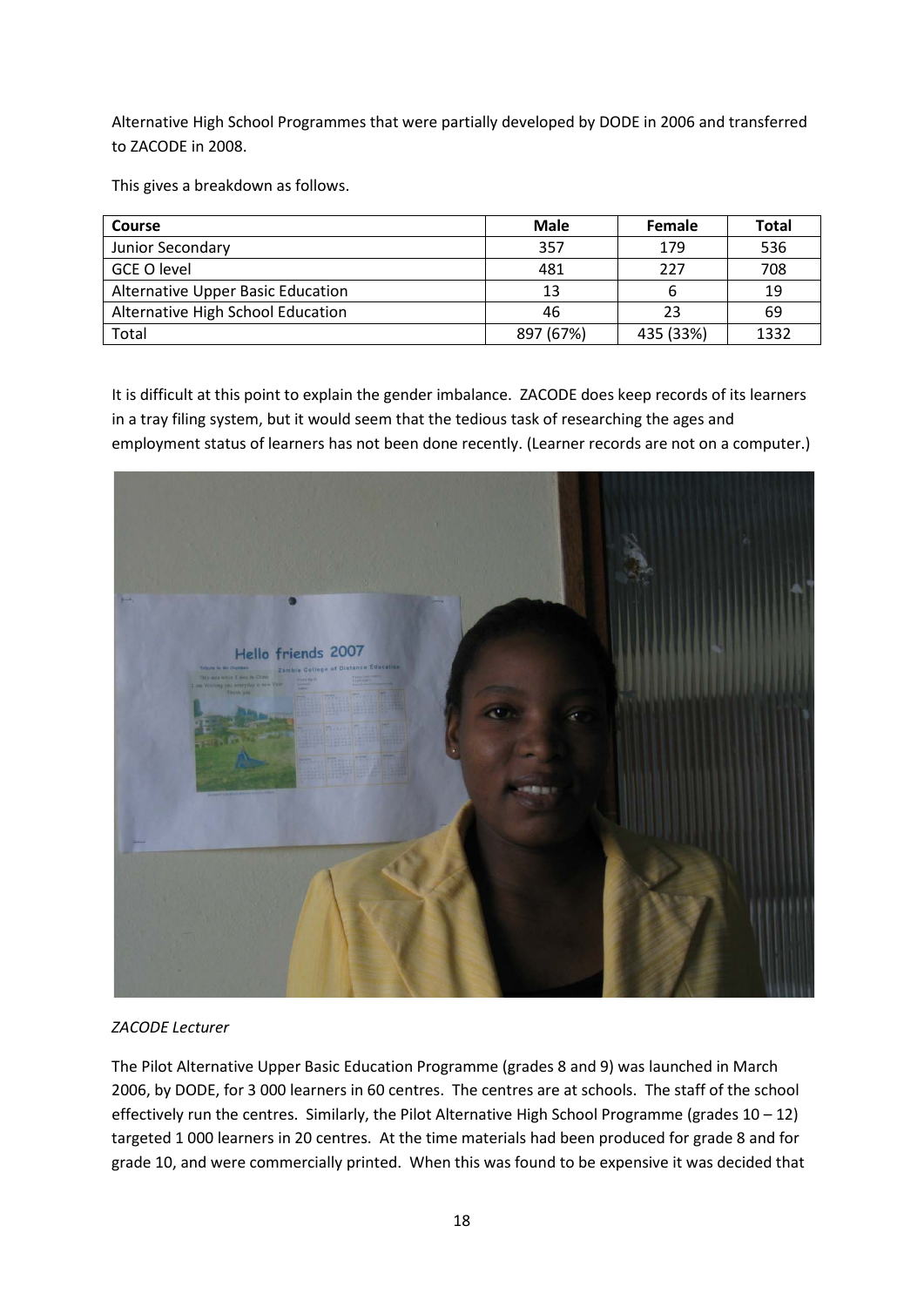Alternative High School Programmes that were partially developed by DODE in 2006 and transferred to ZACODE in 2008.

This gives a breakdown as follows.

| Course | Male | Female | Total |
|---|---|---|---|
| Junior Secondary | 357 | 179 | 536 |
| GCE O level | 481 | 227 | 708 |
| Alternative Upper Basic Education | 13 | 6 | 19 |
| Alternative High School Education | 46 | 23 | 69 |
| Total | 897 (67%) | 435 (33%) | 1332 |

It is difficult at this point to explain the gender imbalance. ZACODE does keep records of its learners in a tray filing system, but it would seem that the tedious task of researching the ages and employment status of learners has not been done recently. (Learner records are not on a computer.)

*ZACODE Lecturer*

The Pilot Alternative Upper Basic Education Programme (grades 8 and 9) was launched in March 2006, by DODE, for 3 000 learners in 60 centres. The centres are at schools. The staff of the school effectively run the centres. Similarly, the Pilot Alternative High School Programme (grades 10 – 12) targeted 1 000 learners in 20 centres. At the time materials had been produced for grade 8 and for grade 10, and were commercially printed. When this was found to be expensive it was decided that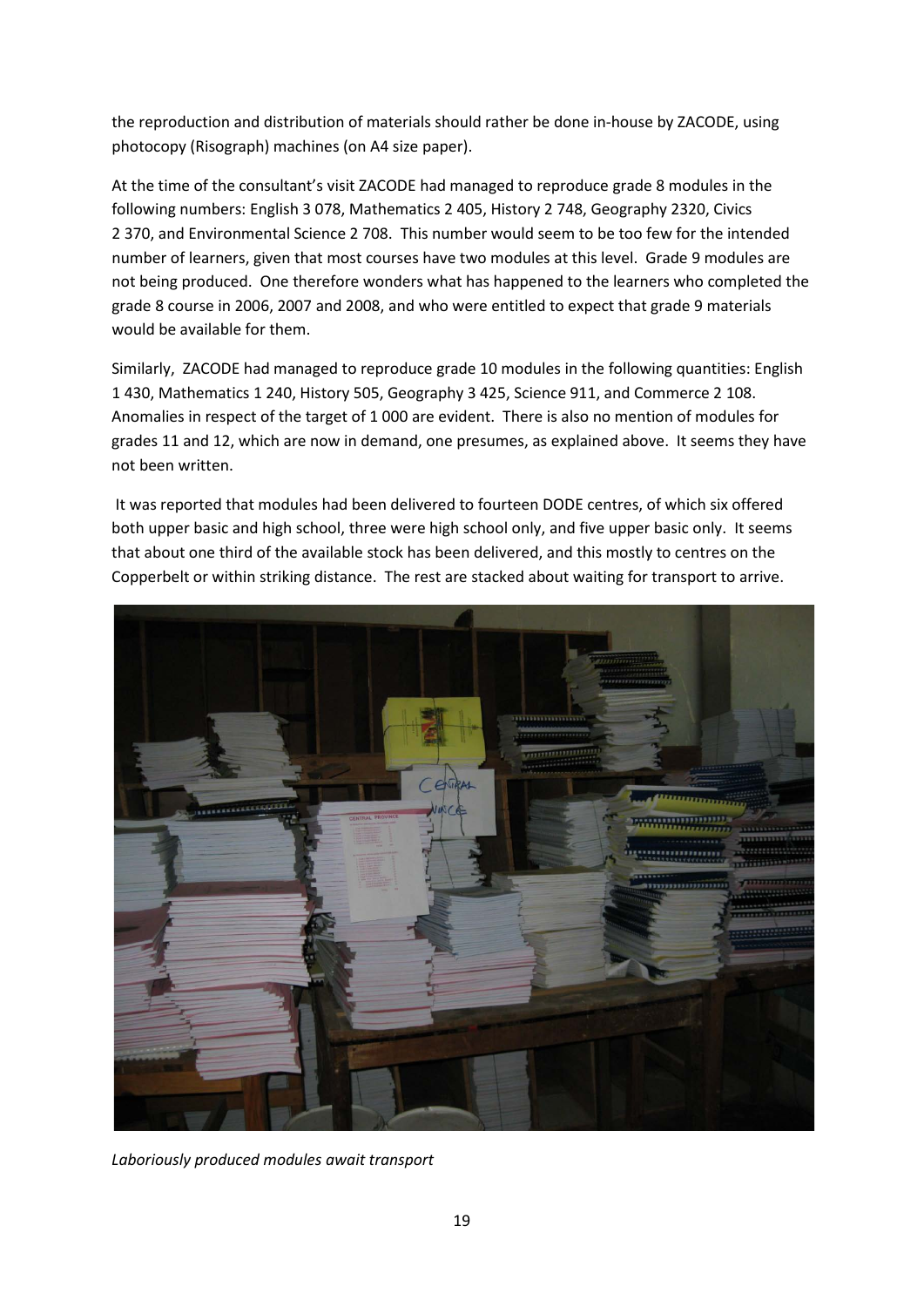the reproduction and distribution of materials should rather be done in-house by ZACODE, using photocopy (Risograph) machines (on A4 size paper).

At the time of the consultant's visit ZACODE had managed to reproduce grade 8 modules in the following numbers: English 3 078, Mathematics 2 405, History 2 748, Geography 2320, Civics 2 370, and Environmental Science 2 708. This number would seem to be too few for the intended number of learners, given that most courses have two modules at this level. Grade 9 modules are not being produced. One therefore wonders what has happened to the learners who completed the grade 8 course in 2006, 2007 and 2008, and who were entitled to expect that grade 9 materials would be available for them.

Similarly, ZACODE had managed to reproduce grade 10 modules in the following quantities: English 1 430, Mathematics 1 240, History 505, Geography 3 425, Science 911, and Commerce 2 108. Anomalies in respect of the target of 1 000 are evident. There is also no mention of modules for grades 11 and 12, which are now in demand, one presumes, as explained above. It seems they have not been written.

It was reported that modules had been delivered to fourteen DODE centres, of which six offered both upper basic and high school, three were high school only, and five upper basic only. It seems that about one third of the available stock has been delivered, and this mostly to centres on the Copperbelt or within striking distance. The rest are stacked about waiting for transport to arrive.

*Laboriously produced modules await transport*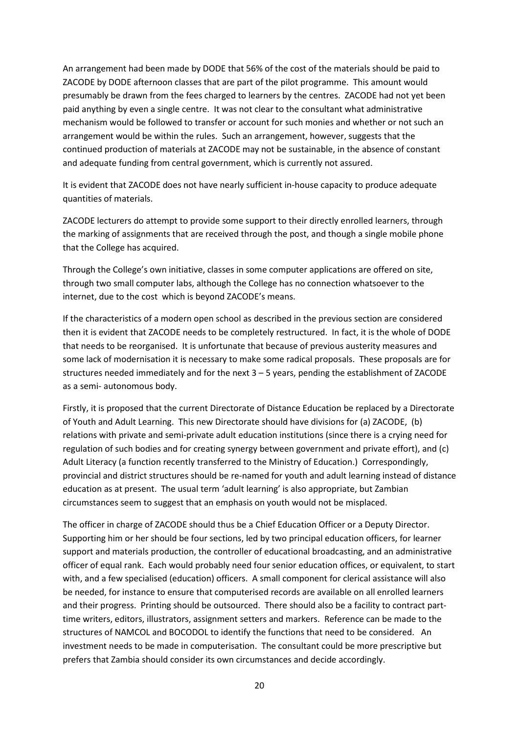An arrangement had been made by DODE that 56% of the cost of the materials should be paid to ZACODE by DODE afternoon classes that are part of the pilot programme. This amount would presumably be drawn from the fees charged to learners by the centres. ZACODE had not yet been paid anything by even a single centre. It was not clear to the consultant what administrative mechanism would be followed to transfer or account for such monies and whether or not such an arrangement would be within the rules. Such an arrangement, however, suggests that the continued production of materials at ZACODE may not be sustainable, in the absence of constant and adequate funding from central government, which is currently not assured.

It is evident that ZACODE does not have nearly sufficient in-house capacity to produce adequate quantities of materials.

ZACODE lecturers do attempt to provide some support to their directly enrolled learners, through the marking of assignments that are received through the post, and though a single mobile phone that the College has acquired.

Through the College's own initiative, classes in some computer applications are offered on site, through two small computer labs, although the College has no connection whatsoever to the internet, due to the cost which is beyond ZACODE's means.

If the characteristics of a modern open school as described in the previous section are considered then it is evident that ZACODE needs to be completely restructured. In fact, it is the whole of DODE that needs to be reorganised. It is unfortunate that because of previous austerity measures and some lack of modernisation it is necessary to make some radical proposals. These proposals are for structures needed immediately and for the next 3 – 5 years, pending the establishment of ZACODE as a semi- autonomous body.

Firstly, it is proposed that the current Directorate of Distance Education be replaced by a Directorate of Youth and Adult Learning. This new Directorate should have divisions for (a) ZACODE, (b) relations with private and semi-private adult education institutions (since there is a crying need for regulation of such bodies and for creating synergy between government and private effort), and (c) Adult Literacy (a function recently transferred to the Ministry of Education.) Correspondingly, provincial and district structures should be re-named for youth and adult learning instead of distance education as at present. The usual term 'adult learning' is also appropriate, but Zambian circumstances seem to suggest that an emphasis on youth would not be misplaced.

The officer in charge of ZACODE should thus be a Chief Education Officer or a Deputy Director. Supporting him or her should be four sections, led by two principal education officers, for learner support and materials production, the controller of educational broadcasting, and an administrative officer of equal rank. Each would probably need four senior education offices, or equivalent, to start with, and a few specialised (education) officers. A small component for clerical assistance will also be needed, for instance to ensure that computerised records are available on all enrolled learners and their progress. Printing should be outsourced. There should also be a facility to contract part-time writers, editors, illustrators, assignment setters and markers. Reference can be made to the structures of NAMCOL and BOCODOL to identify the functions that need to be considered. An investment needs to be made in computerisation. The consultant could be more prescriptive but prefers that Zambia should consider its own circumstances and decide accordingly.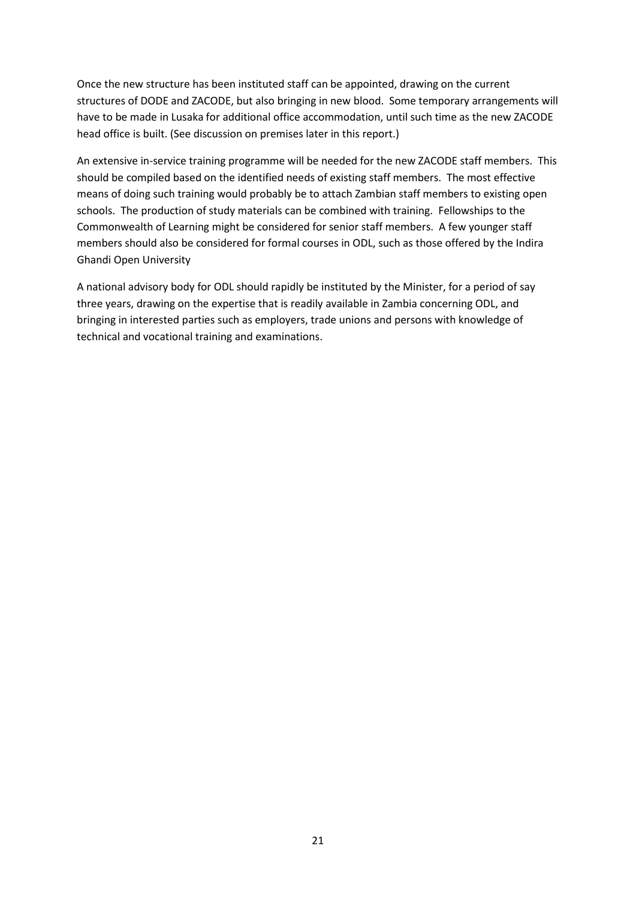Once the new structure has been instituted staff can be appointed, drawing on the current structures of DODE and ZACODE, but also bringing in new blood. Some temporary arrangements will have to be made in Lusaka for additional office accommodation, until such time as the new ZACODE head office is built. (See discussion on premises later in this report.)

An extensive in-service training programme will be needed for the new ZACODE staff members. This should be compiled based on the identified needs of existing staff members. The most effective means of doing such training would probably be to attach Zambian staff members to existing open schools. The production of study materials can be combined with training. Fellowships to the Commonwealth of Learning might be considered for senior staff members. A few younger staff members should also be considered for formal courses in ODL, such as those offered by the Indira Ghandi Open University

A national advisory body for ODL should rapidly be instituted by the Minister, for a period of say three years, drawing on the expertise that is readily available in Zambia concerning ODL, and bringing in interested parties such as employers, trade unions and persons with knowledge of technical and vocational training and examinations.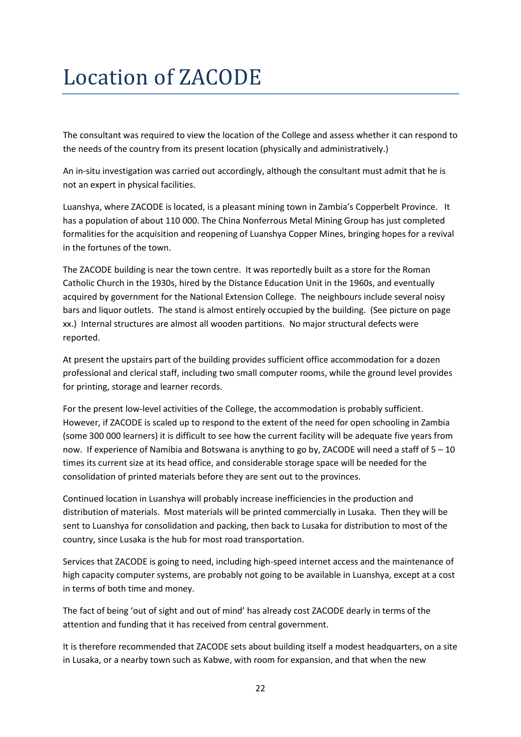# Location of ZACODE

The consultant was required to view the location of the College and assess whether it can respond to the needs of the country from its present location (physically and administratively.)

An in-situ investigation was carried out accordingly, although the consultant must admit that he is not an expert in physical facilities.

Luanshya, where ZACODE is located, is a pleasant mining town in Zambia's Copperbelt Province. It has a population of about 110 000. The China Nonferrous Metal Mining Group has just completed formalities for the acquisition and reopening of Luanshya Copper Mines, bringing hopes for a revival in the fortunes of the town.

The ZACODE building is near the town centre. It was reportedly built as a store for the Roman Catholic Church in the 1930s, hired by the Distance Education Unit in the 1960s, and eventually acquired by government for the National Extension College. The neighbours include several noisy bars and liquor outlets. The stand is almost entirely occupied by the building. (See picture on page xx.) Internal structures are almost all wooden partitions. No major structural defects were reported.

At present the upstairs part of the building provides sufficient office accommodation for a dozen professional and clerical staff, including two small computer rooms, while the ground level provides for printing, storage and learner records.

For the present low-level activities of the College, the accommodation is probably sufficient. However, if ZACODE is scaled up to respond to the extent of the need for open schooling in Zambia (some 300 000 learners) it is difficult to see how the current facility will be adequate five years from now. If experience of Namibia and Botswana is anything to go by, ZACODE will need a staff of 5 – 10 times its current size at its head office, and considerable storage space will be needed for the consolidation of printed materials before they are sent out to the provinces.

Continued location in Luanshya will probably increase inefficiencies in the production and distribution of materials. Most materials will be printed commercially in Lusaka. Then they will be sent to Luanshya for consolidation and packing, then back to Lusaka for distribution to most of the country, since Lusaka is the hub for most road transportation.

Services that ZACODE is going to need, including high-speed internet access and the maintenance of high capacity computer systems, are probably not going to be available in Luanshya, except at a cost in terms of both time and money.

The fact of being 'out of sight and out of mind' has already cost ZACODE dearly in terms of the attention and funding that it has received from central government.

It is therefore recommended that ZACODE sets about building itself a modest headquarters, on a site in Lusaka, or a nearby town such as Kabwe, with room for expansion, and that when the new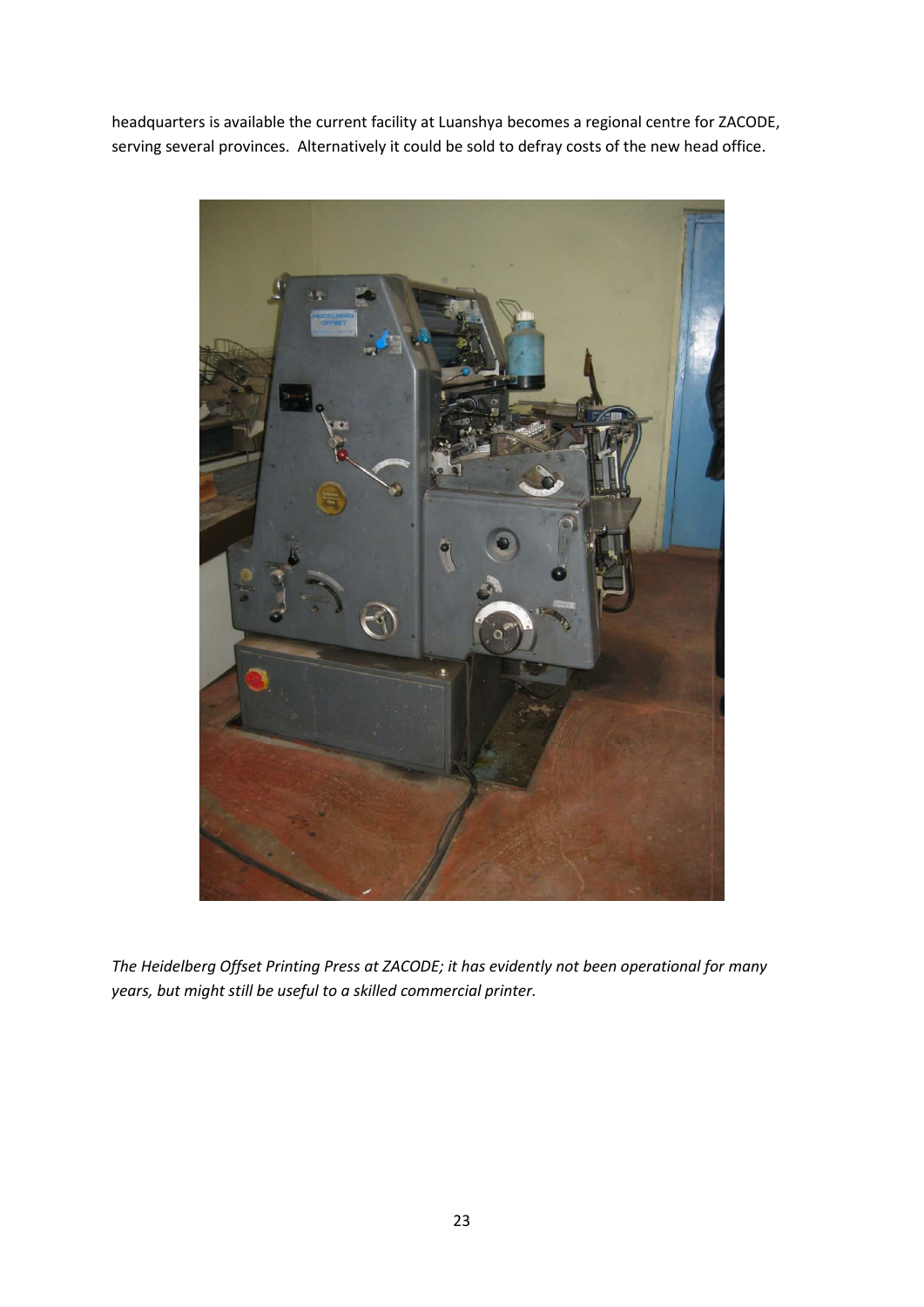headquarters is available the current facility at Luanshya becomes a regional centre for ZACODE, serving several provinces. Alternatively it could be sold to defray costs of the new head office.

*The Heidelberg Offset Printing Press at ZACODE; it has evidently not been operational for many years, but might still be useful to a skilled commercial printer.*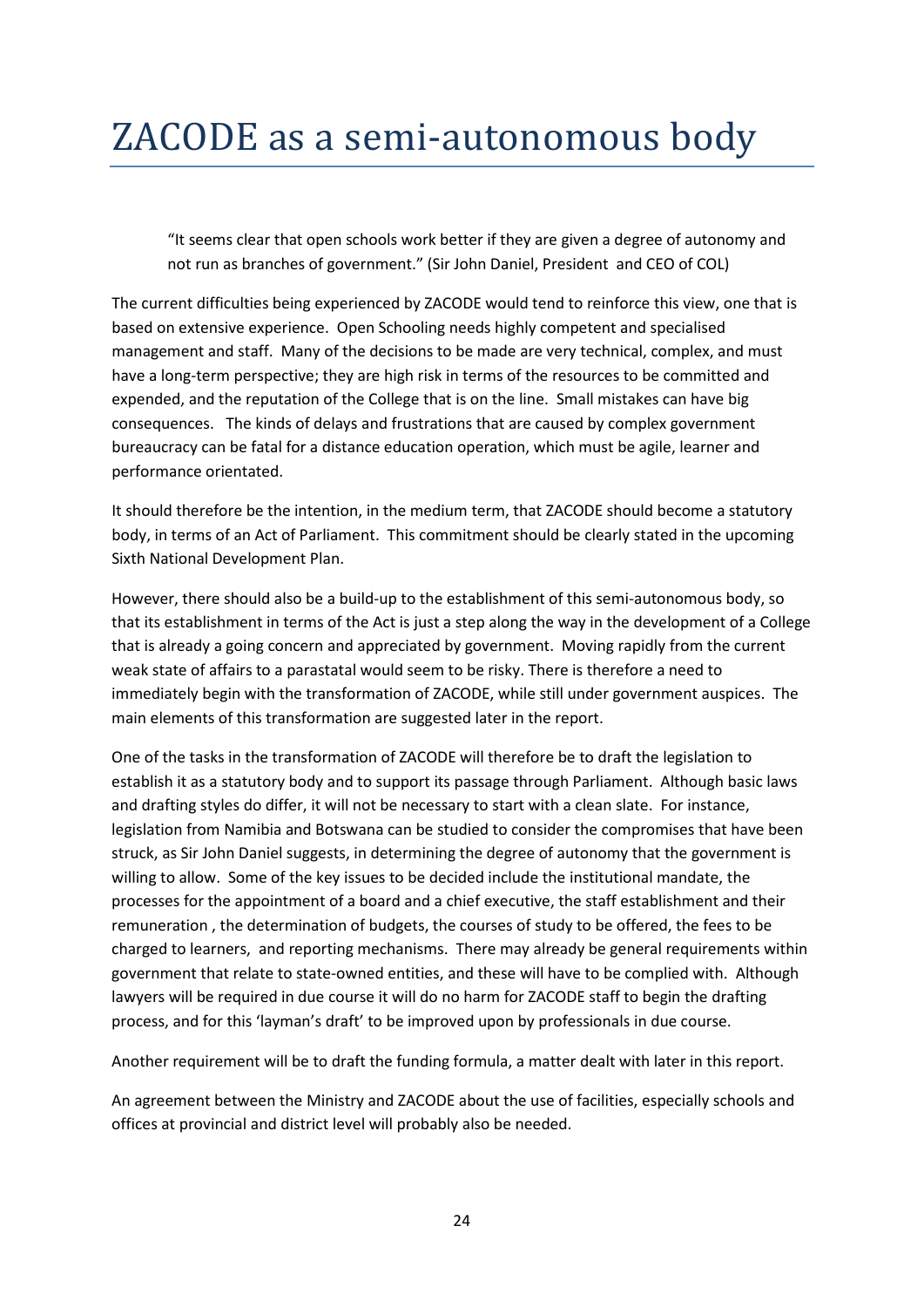# ZACODE as a semi-autonomous body

> "It seems clear that open schools work better if they are given a degree of autonomy and not run as branches of government." (Sir John Daniel, President and CEO of COL)

The current difficulties being experienced by ZACODE would tend to reinforce this view, one that is based on extensive experience. Open Schooling needs highly competent and specialised management and staff. Many of the decisions to be made are very technical, complex, and must have a long-term perspective; they are high risk in terms of the resources to be committed and expended, and the reputation of the College that is on the line. Small mistakes can have big consequences. The kinds of delays and frustrations that are caused by complex government bureaucracy can be fatal for a distance education operation, which must be agile, learner and performance orientated.

It should therefore be the intention, in the medium term, that ZACODE should become a statutory body, in terms of an Act of Parliament. This commitment should be clearly stated in the upcoming Sixth National Development Plan.

However, there should also be a build-up to the establishment of this semi-autonomous body, so that its establishment in terms of the Act is just a step along the way in the development of a College that is already a going concern and appreciated by government. Moving rapidly from the current weak state of affairs to a parastatal would seem to be risky. There is therefore a need to immediately begin with the transformation of ZACODE, while still under government auspices. The main elements of this transformation are suggested later in the report.

One of the tasks in the transformation of ZACODE will therefore be to draft the legislation to establish it as a statutory body and to support its passage through Parliament. Although basic laws and drafting styles do differ, it will not be necessary to start with a clean slate. For instance, legislation from Namibia and Botswana can be studied to consider the compromises that have been struck, as Sir John Daniel suggests, in determining the degree of autonomy that the government is willing to allow. Some of the key issues to be decided include the institutional mandate, the processes for the appointment of a board and a chief executive, the staff establishment and their remuneration , the determination of budgets, the courses of study to be offered, the fees to be charged to learners, and reporting mechanisms. There may already be general requirements within government that relate to state-owned entities, and these will have to be complied with. Although lawyers will be required in due course it will do no harm for ZACODE staff to begin the drafting process, and for this 'layman's draft' to be improved upon by professionals in due course.

Another requirement will be to draft the funding formula, a matter dealt with later in this report.

An agreement between the Ministry and ZACODE about the use of facilities, especially schools and offices at provincial and district level will probably also be needed.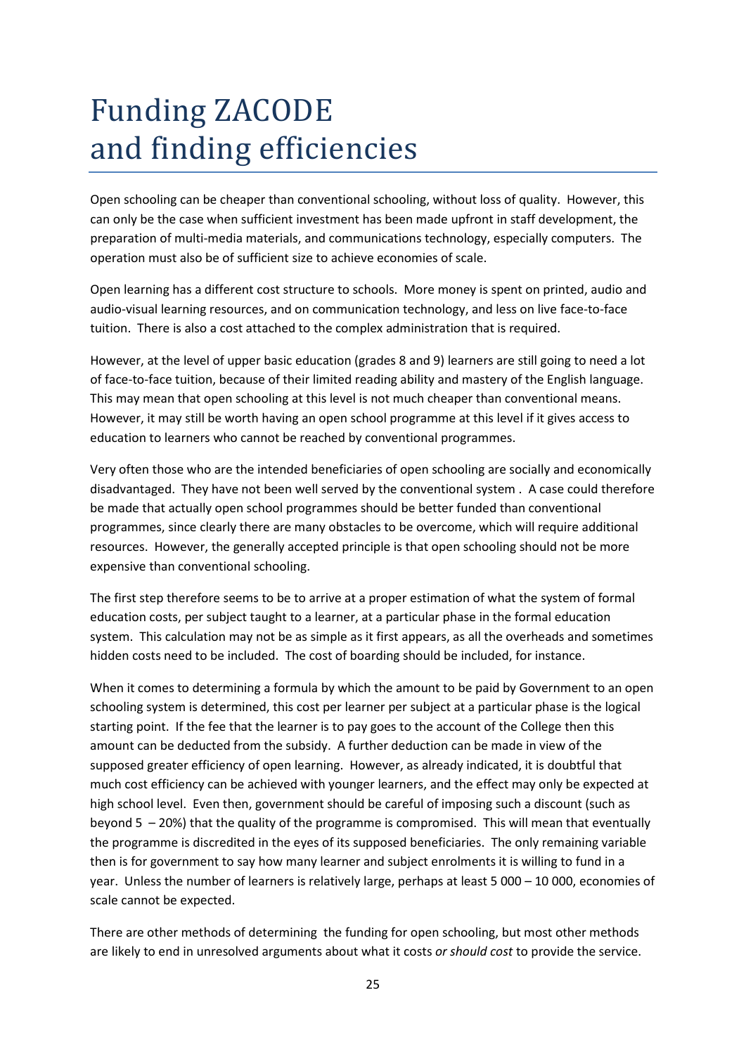# Funding ZACODE and finding efficiencies

Open schooling can be cheaper than conventional schooling, without loss of quality. However, this can only be the case when sufficient investment has been made upfront in staff development, the preparation of multi-media materials, and communications technology, especially computers. The operation must also be of sufficient size to achieve economies of scale.

Open learning has a different cost structure to schools. More money is spent on printed, audio and audio-visual learning resources, and on communication technology, and less on live face-to-face tuition. There is also a cost attached to the complex administration that is required.

However, at the level of upper basic education (grades 8 and 9) learners are still going to need a lot of face-to-face tuition, because of their limited reading ability and mastery of the English language. This may mean that open schooling at this level is not much cheaper than conventional means. However, it may still be worth having an open school programme at this level if it gives access to education to learners who cannot be reached by conventional programmes.

Very often those who are the intended beneficiaries of open schooling are socially and economically disadvantaged. They have not been well served by the conventional system . A case could therefore be made that actually open school programmes should be better funded than conventional programmes, since clearly there are many obstacles to be overcome, which will require additional resources. However, the generally accepted principle is that open schooling should not be more expensive than conventional schooling.

The first step therefore seems to be to arrive at a proper estimation of what the system of formal education costs, per subject taught to a learner, at a particular phase in the formal education system. This calculation may not be as simple as it first appears, as all the overheads and sometimes hidden costs need to be included. The cost of boarding should be included, for instance.

When it comes to determining a formula by which the amount to be paid by Government to an open schooling system is determined, this cost per learner per subject at a particular phase is the logical starting point. If the fee that the learner is to pay goes to the account of the College then this amount can be deducted from the subsidy. A further deduction can be made in view of the supposed greater efficiency of open learning. However, as already indicated, it is doubtful that much cost efficiency can be achieved with younger learners, and the effect may only be expected at high school level. Even then, government should be careful of imposing such a discount (such as beyond 5 – 20%) that the quality of the programme is compromised. This will mean that eventually the programme is discredited in the eyes of its supposed beneficiaries. The only remaining variable then is for government to say how many learner and subject enrolments it is willing to fund in a year. Unless the number of learners is relatively large, perhaps at least 5 000 – 10 000, economies of scale cannot be expected.

There are other methods of determining the funding for open schooling, but most other methods are likely to end in unresolved arguments about what it costs *or should cost* to provide the service.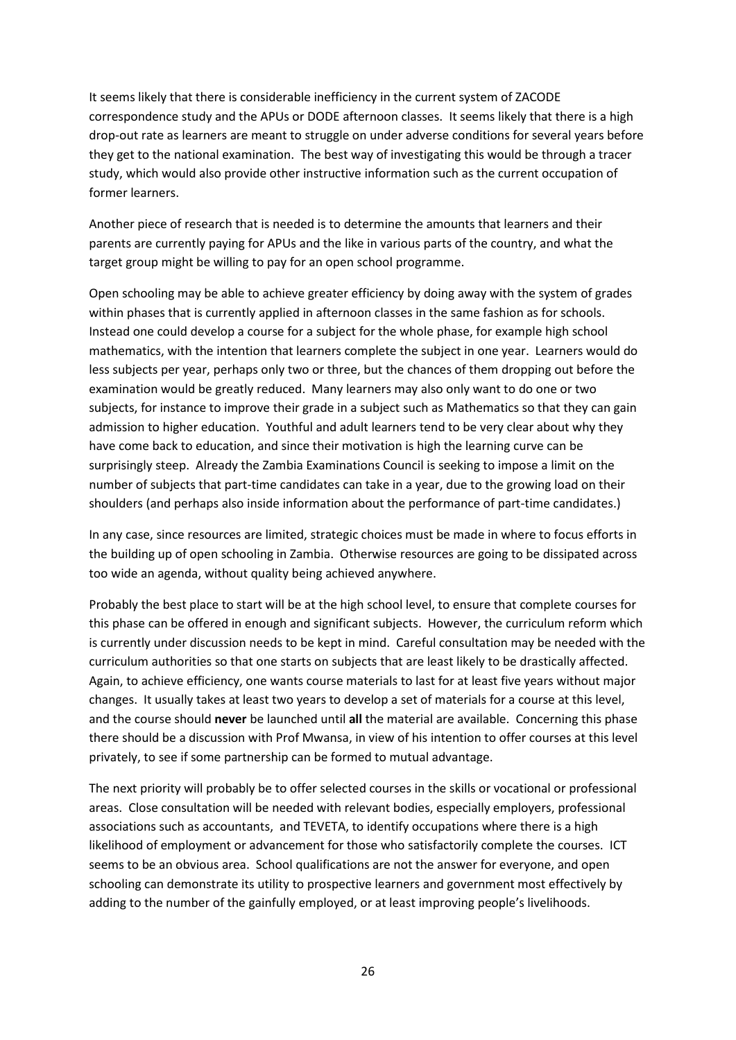It seems likely that there is considerable inefficiency in the current system of ZACODE correspondence study and the APUs or DODE afternoon classes. It seems likely that there is a high drop-out rate as learners are meant to struggle on under adverse conditions for several years before they get to the national examination. The best way of investigating this would be through a tracer study, which would also provide other instructive information such as the current occupation of former learners.

Another piece of research that is needed is to determine the amounts that learners and their parents are currently paying for APUs and the like in various parts of the country, and what the target group might be willing to pay for an open school programme.

Open schooling may be able to achieve greater efficiency by doing away with the system of grades within phases that is currently applied in afternoon classes in the same fashion as for schools. Instead one could develop a course for a subject for the whole phase, for example high school mathematics, with the intention that learners complete the subject in one year. Learners would do less subjects per year, perhaps only two or three, but the chances of them dropping out before the examination would be greatly reduced. Many learners may also only want to do one or two subjects, for instance to improve their grade in a subject such as Mathematics so that they can gain admission to higher education. Youthful and adult learners tend to be very clear about why they have come back to education, and since their motivation is high the learning curve can be surprisingly steep. Already the Zambia Examinations Council is seeking to impose a limit on the number of subjects that part-time candidates can take in a year, due to the growing load on their shoulders (and perhaps also inside information about the performance of part-time candidates.)

In any case, since resources are limited, strategic choices must be made in where to focus efforts in the building up of open schooling in Zambia. Otherwise resources are going to be dissipated across too wide an agenda, without quality being achieved anywhere.

Probably the best place to start will be at the high school level, to ensure that complete courses for this phase can be offered in enough and significant subjects. However, the curriculum reform which is currently under discussion needs to be kept in mind. Careful consultation may be needed with the curriculum authorities so that one starts on subjects that are least likely to be drastically affected. Again, to achieve efficiency, one wants course materials to last for at least five years without major changes. It usually takes at least two years to develop a set of materials for a course at this level, and the course should **never** be launched until **all** the material are available. Concerning this phase there should be a discussion with Prof Mwansa, in view of his intention to offer courses at this level privately, to see if some partnership can be formed to mutual advantage.

The next priority will probably be to offer selected courses in the skills or vocational or professional areas. Close consultation will be needed with relevant bodies, especially employers, professional associations such as accountants, and TEVETA, to identify occupations where there is a high likelihood of employment or advancement for those who satisfactorily complete the courses. ICT seems to be an obvious area. School qualifications are not the answer for everyone, and open schooling can demonstrate its utility to prospective learners and government most effectively by adding to the number of the gainfully employed, or at least improving people's livelihoods.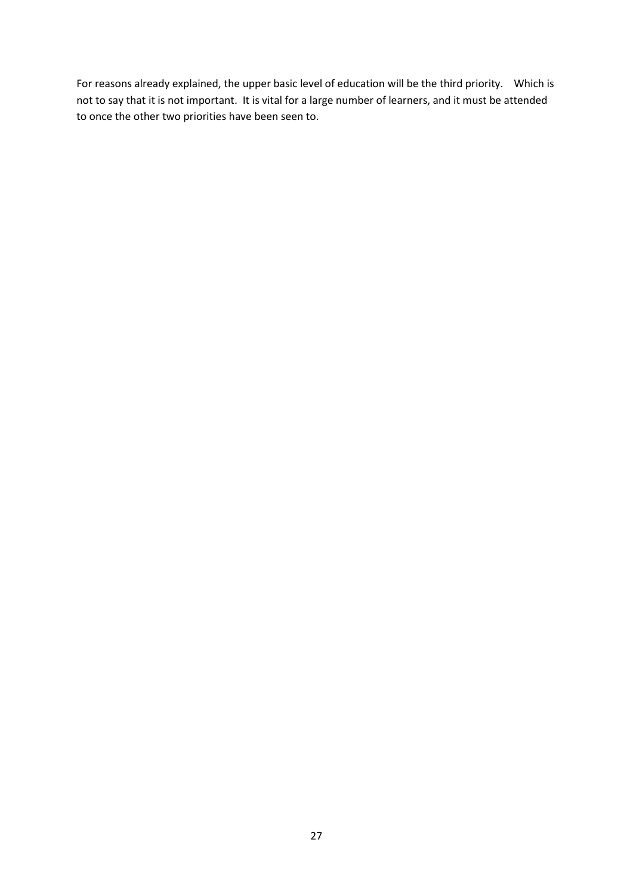For reasons already explained, the upper basic level of education will be the third priority. Which is not to say that it is not important. It is vital for a large number of learners, and it must be attended to once the other two priorities have been seen to.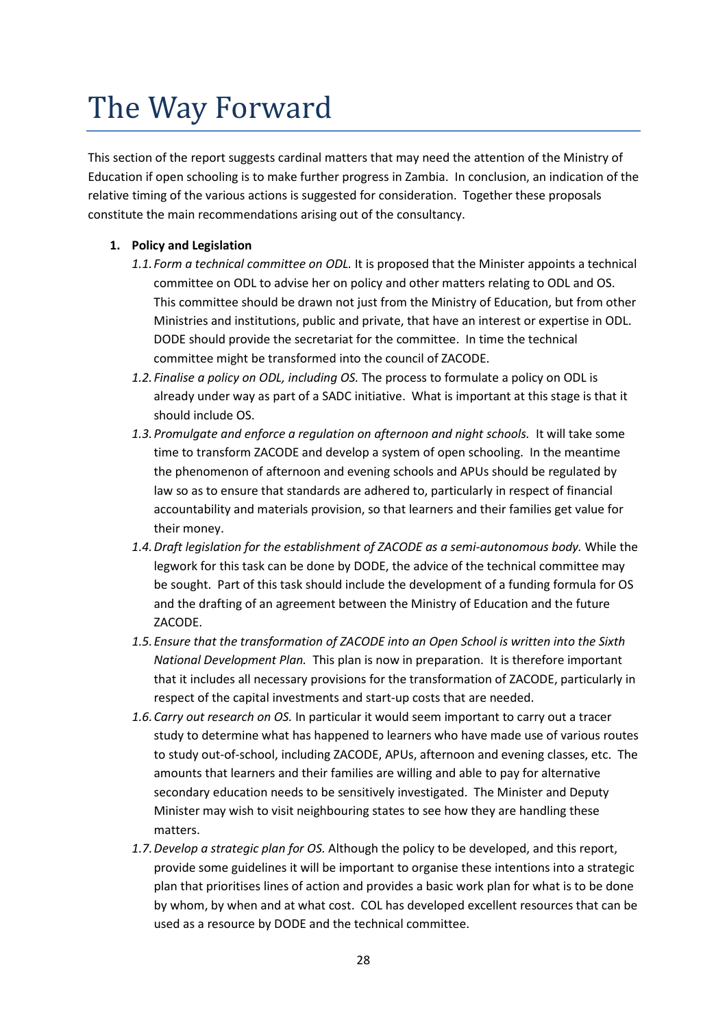# The Way Forward

This section of the report suggests cardinal matters that may need the attention of the Ministry of Education if open schooling is to make further progress in Zambia. In conclusion, an indication of the relative timing of the various actions is suggested for consideration. Together these proposals constitute the main recommendations arising out of the consultancy.

1. **Policy and Legislation**
   - 1.1. *Form a technical committee on ODL.* It is proposed that the Minister appoints a technical committee on ODL to advise her on policy and other matters relating to ODL and OS. This committee should be drawn not just from the Ministry of Education, but from other Ministries and institutions, public and private, that have an interest or expertise in ODL. DODE should provide the secretariat for the committee. In time the technical committee might be transformed into the council of ZACODE.
   - 1.2. *Finalise a policy on ODL, including OS.* The process to formulate a policy on ODL is already under way as part of a SADC initiative. What is important at this stage is that it should include OS.
   - 1.3. *Promulgate and enforce a regulation on afternoon and night schools.* It will take some time to transform ZACODE and develop a system of open schooling. In the meantime the phenomenon of afternoon and evening schools and APUs should be regulated by law so as to ensure that standards are adhered to, particularly in respect of financial accountability and materials provision, so that learners and their families get value for their money.
   - 1.4. *Draft legislation for the establishment of ZACODE as a semi-autonomous body.* While the legwork for this task can be done by DODE, the advice of the technical committee may be sought. Part of this task should include the development of a funding formula for OS and the drafting of an agreement between the Ministry of Education and the future ZACODE.
   - 1.5. *Ensure that the transformation of ZACODE into an Open School is written into the Sixth National Development Plan.* This plan is now in preparation. It is therefore important that it includes all necessary provisions for the transformation of ZACODE, particularly in respect of the capital investments and start-up costs that are needed.
   - 1.6. *Carry out research on OS.* In particular it would seem important to carry out a tracer study to determine what has happened to learners who have made use of various routes to study out-of-school, including ZACODE, APUs, afternoon and evening classes, etc. The amounts that learners and their families are willing and able to pay for alternative secondary education needs to be sensitively investigated. The Minister and Deputy Minister may wish to visit neighbouring states to see how they are handling these matters.
   - 1.7. *Develop a strategic plan for OS.* Although the policy to be developed, and this report, provide some guidelines it will be important to organise these intentions into a strategic plan that prioritises lines of action and provides a basic work plan for what is to be done by whom, by when and at what cost. COL has developed excellent resources that can be used as a resource by DODE and the technical committee.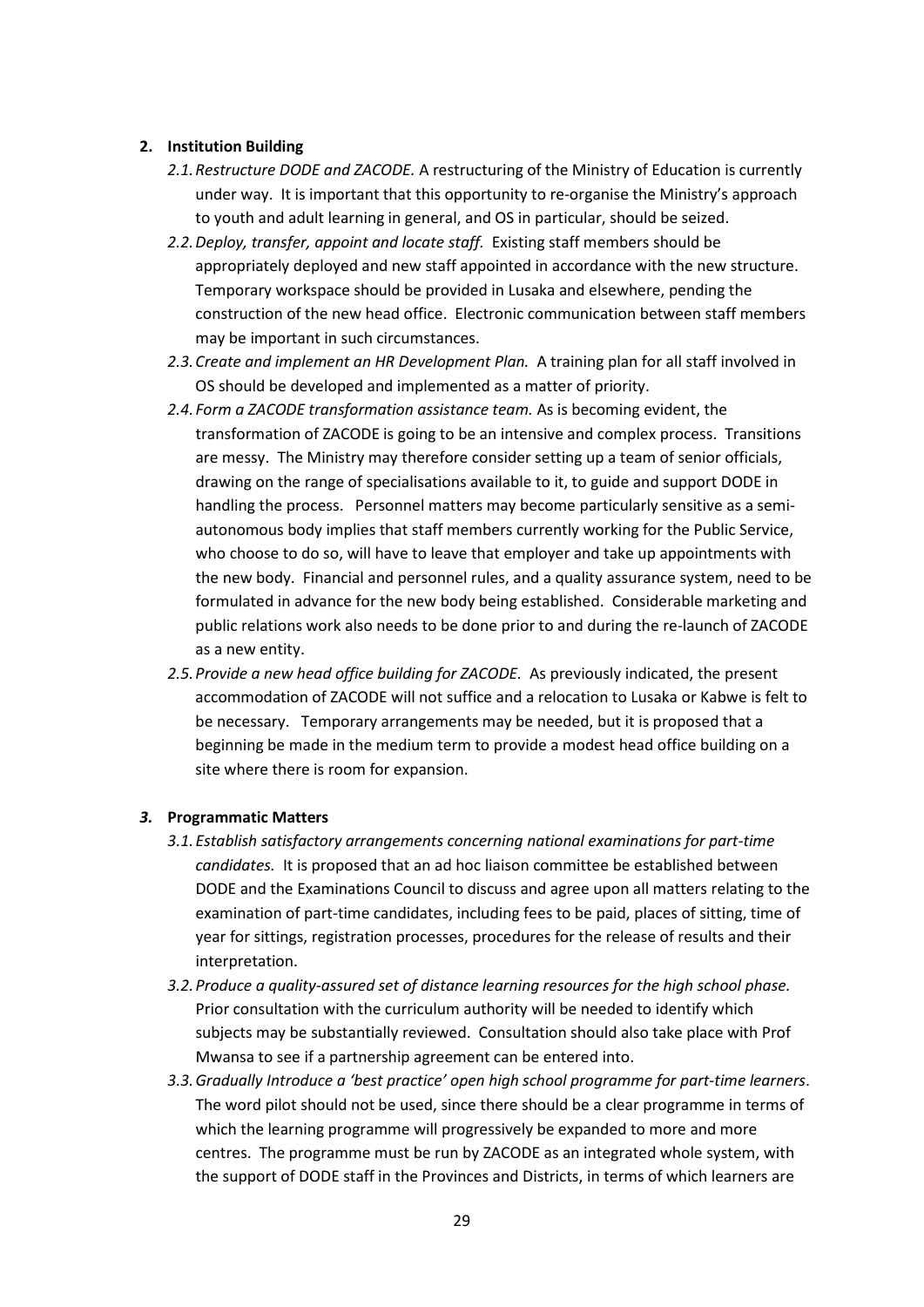2. **Institution Building**

   2.1. *Restructure DODE and ZACODE.* A restructuring of the Ministry of Education is currently under way. It is important that this opportunity to re-organise the Ministry's approach to youth and adult learning in general, and OS in particular, should be seized.

   2.2. *Deploy, transfer, appoint and locate staff.* Existing staff members should be appropriately deployed and new staff appointed in accordance with the new structure. Temporary workspace should be provided in Lusaka and elsewhere, pending the construction of the new head office. Electronic communication between staff members may be important in such circumstances.

   2.3. *Create and implement an HR Development Plan.* A training plan for all staff involved in OS should be developed and implemented as a matter of priority.

   2.4. *Form a ZACODE transformation assistance team.* As is becoming evident, the transformation of ZACODE is going to be an intensive and complex process. Transitions are messy. The Ministry may therefore consider setting up a team of senior officials, drawing on the range of specialisations available to it, to guide and support DODE in handling the process. Personnel matters may become particularly sensitive as a semi-autonomous body implies that staff members currently working for the Public Service, who choose to do so, will have to leave that employer and take up appointments with the new body. Financial and personnel rules, and a quality assurance system, need to be formulated in advance for the new body being established. Considerable marketing and public relations work also needs to be done prior to and during the re-launch of ZACODE as a new entity.

   2.5. *Provide a new head office building for ZACODE.* As previously indicated, the present accommodation of ZACODE will not suffice and a relocation to Lusaka or Kabwe is felt to be necessary. Temporary arrangements may be needed, but it is proposed that a beginning be made in the medium term to provide a modest head office building on a site where there is room for expansion.

3. ***Programmatic Matters***

   3.1. *Establish satisfactory arrangements concerning national examinations for part-time candidates.* It is proposed that an ad hoc liaison committee be established between DODE and the Examinations Council to discuss and agree upon all matters relating to the examination of part-time candidates, including fees to be paid, places of sitting, time of year for sittings, registration processes, procedures for the release of results and their interpretation.

   3.2. *Produce a quality-assured set of distance learning resources for the high school phase.* Prior consultation with the curriculum authority will be needed to identify which subjects may be substantially reviewed. Consultation should also take place with Prof Mwansa to see if a partnership agreement can be entered into.

   3.3. *Gradually Introduce a 'best practice' open high school programme for part-time learners*. The word pilot should not be used, since there should be a clear programme in terms of which the learning programme will progressively be expanded to more and more centres. The programme must be run by ZACODE as an integrated whole system, with the support of DODE staff in the Provinces and Districts, in terms of which learners are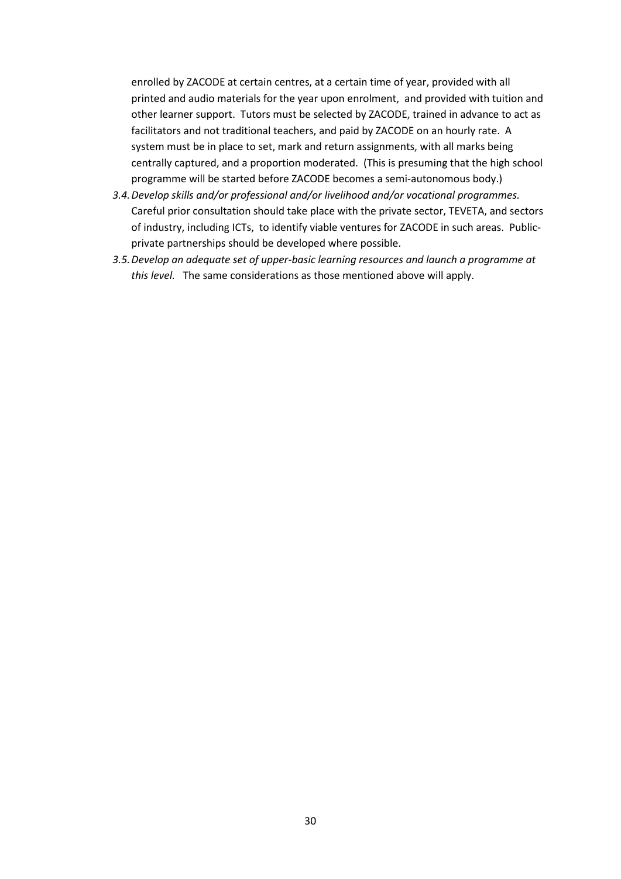enrolled by ZACODE at certain centres, at a certain time of year, provided with all printed and audio materials for the year upon enrolment, and provided with tuition and other learner support. Tutors must be selected by ZACODE, trained in advance to act as facilitators and not traditional teachers, and paid by ZACODE on an hourly rate. A system must be in place to set, mark and return assignments, with all marks being centrally captured, and a proportion moderated. (This is presuming that the high school programme will be started before ZACODE becomes a semi-autonomous body.)

3.4. *Develop skills and/or professional and/or livelihood and/or vocational programmes.* Careful prior consultation should take place with the private sector, TEVETA, and sectors of industry, including ICTs, to identify viable ventures for ZACODE in such areas. Public-private partnerships should be developed where possible.

3.5. *Develop an adequate set of upper-basic learning resources and launch a programme at this level.* The same considerations as those mentioned above will apply.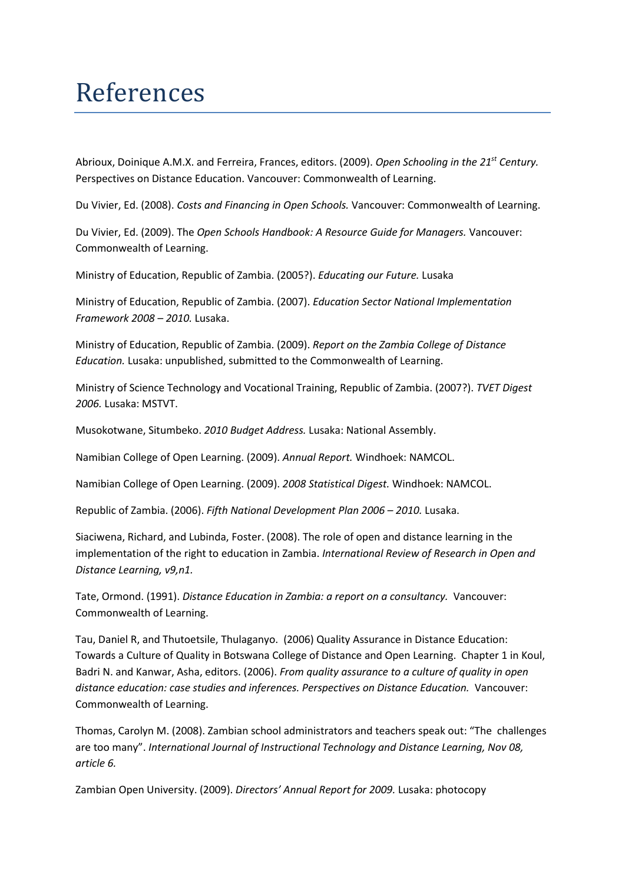# References

Abrioux, Doinique A.M.X. and Ferreira, Frances, editors. (2009). *Open Schooling in the 21$^{st}$ Century.* Perspectives on Distance Education. Vancouver: Commonwealth of Learning.

Du Vivier, Ed. (2008). *Costs and Financing in Open Schools.* Vancouver: Commonwealth of Learning.

Du Vivier, Ed. (2009). The *Open Schools Handbook: A Resource Guide for Managers.* Vancouver: Commonwealth of Learning.

Ministry of Education, Republic of Zambia. (2005?). *Educating our Future.* Lusaka

Ministry of Education, Republic of Zambia. (2007). *Education Sector National Implementation Framework 2008 – 2010.* Lusaka.

Ministry of Education, Republic of Zambia. (2009). *Report on the Zambia College of Distance Education.* Lusaka: unpublished, submitted to the Commonwealth of Learning.

Ministry of Science Technology and Vocational Training, Republic of Zambia. (2007?). *TVET Digest 2006.* Lusaka: MSTVT.

Musokotwane, Situmbeko. *2010 Budget Address.* Lusaka: National Assembly.

Namibian College of Open Learning. (2009). *Annual Report.* Windhoek: NAMCOL.

Namibian College of Open Learning. (2009). *2008 Statistical Digest.* Windhoek: NAMCOL.

Republic of Zambia. (2006). *Fifth National Development Plan 2006 – 2010.* Lusaka.

Siaciwena, Richard, and Lubinda, Foster. (2008). The role of open and distance learning in the implementation of the right to education in Zambia. *International Review of Research in Open and Distance Learning, v9,n1.*

Tate, Ormond. (1991). *Distance Education in Zambia: a report on a consultancy.* Vancouver: Commonwealth of Learning.

Tau, Daniel R, and Thutoetsile, Thulaganyo. (2006) Quality Assurance in Distance Education: Towards a Culture of Quality in Botswana College of Distance and Open Learning. Chapter 1 in Koul, Badri N. and Kanwar, Asha, editors. (2006). *From quality assurance to a culture of quality in open distance education: case studies and inferences. Perspectives on Distance Education.* Vancouver: Commonwealth of Learning.

Thomas, Carolyn M. (2008). Zambian school administrators and teachers speak out: "The challenges are too many". *International Journal of Instructional Technology and Distance Learning, Nov 08, article 6.*

Zambian Open University. (2009). *Directors' Annual Report for 2009.* Lusaka: photocopy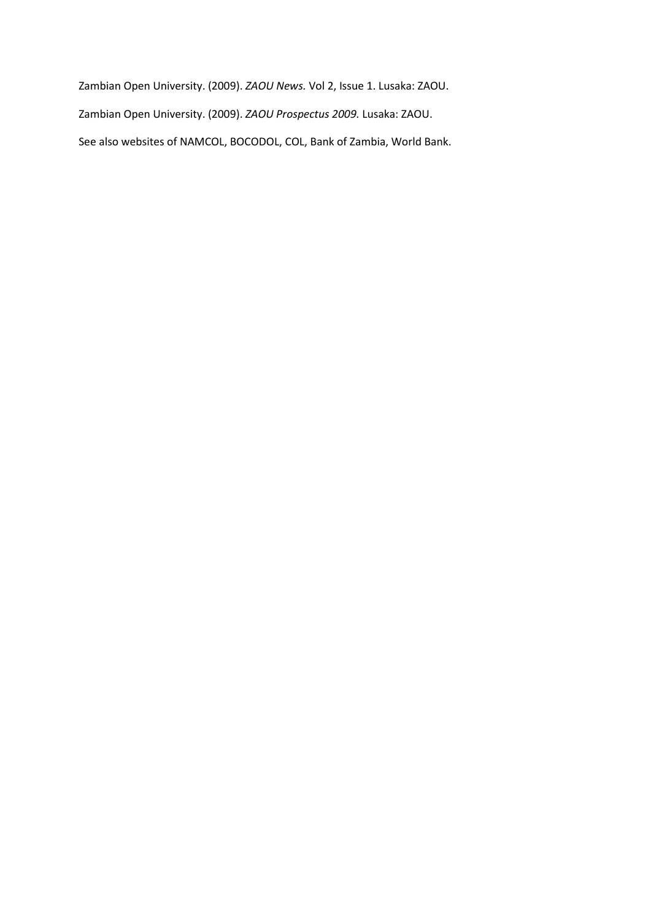Zambian Open University. (2009). *ZAOU News.* Vol 2, Issue 1. Lusaka: ZAOU.

Zambian Open University. (2009). *ZAOU Prospectus 2009.* Lusaka: ZAOU.

See also websites of NAMCOL, BOCODOL, COL, Bank of Zambia, World Bank.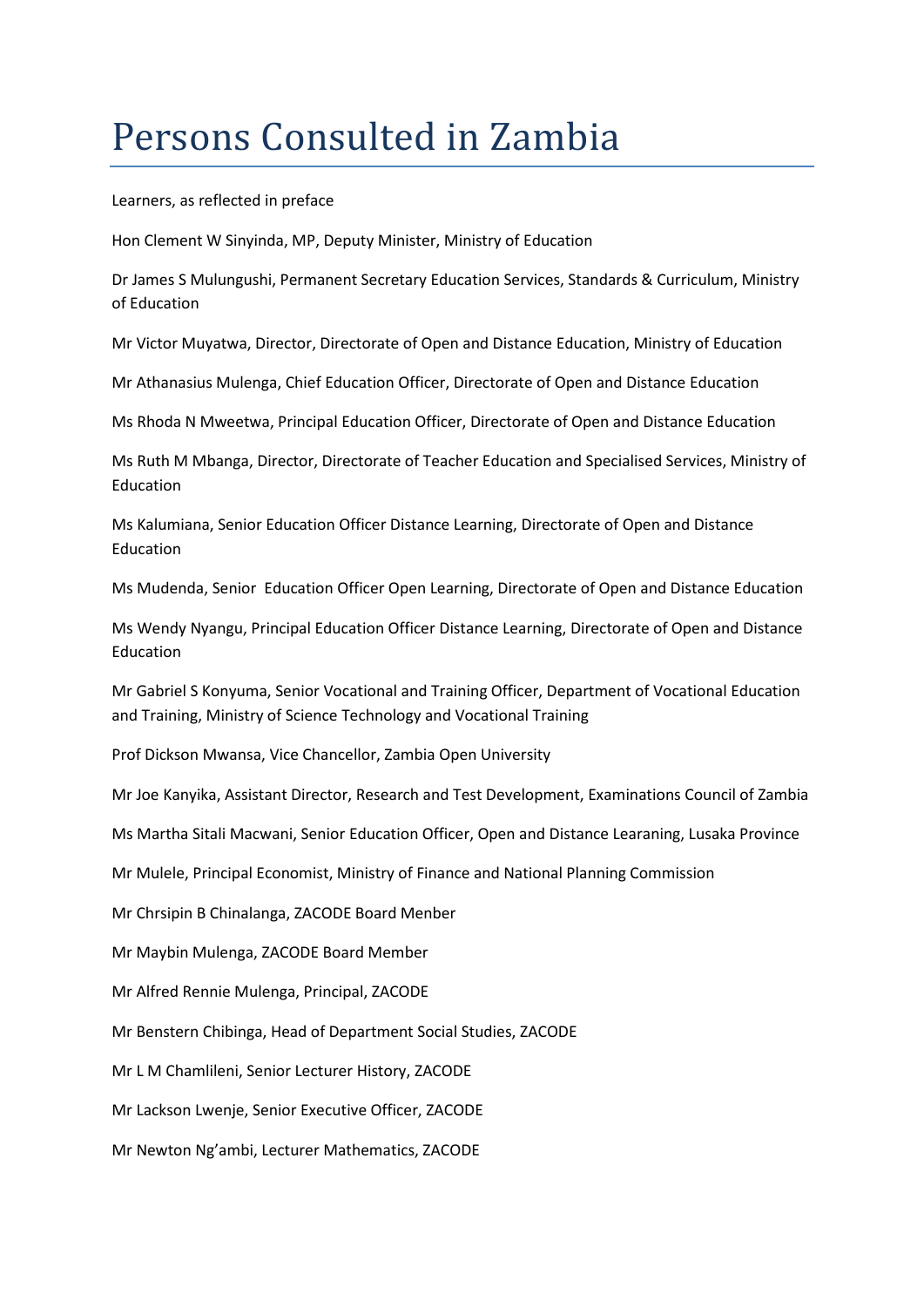# Persons Consulted in Zambia

Learners, as reflected in preface

Hon Clement W Sinyinda, MP, Deputy Minister, Ministry of Education

Dr James S Mulungushi, Permanent Secretary Education Services, Standards & Curriculum, Ministry of Education

Mr Victor Muyatwa, Director, Directorate of Open and Distance Education, Ministry of Education

Mr Athanasius Mulenga, Chief Education Officer, Directorate of Open and Distance Education

Ms Rhoda N Mweetwa, Principal Education Officer, Directorate of Open and Distance Education

Ms Ruth M Mbanga, Director, Directorate of Teacher Education and Specialised Services, Ministry of Education

Ms Kalumiana, Senior Education Officer Distance Learning, Directorate of Open and Distance Education

Ms Mudenda, Senior Education Officer Open Learning, Directorate of Open and Distance Education

Ms Wendy Nyangu, Principal Education Officer Distance Learning, Directorate of Open and Distance Education

Mr Gabriel S Konyuma, Senior Vocational and Training Officer, Department of Vocational Education and Training, Ministry of Science Technology and Vocational Training

Prof Dickson Mwansa, Vice Chancellor, Zambia Open University

Mr Joe Kanyika, Assistant Director, Research and Test Development, Examinations Council of Zambia

Ms Martha Sitali Macwani, Senior Education Officer, Open and Distance Learaning, Lusaka Province

Mr Mulele, Principal Economist, Ministry of Finance and National Planning Commission

Mr Chrsipin B Chinalanga, ZACODE Board Menber

Mr Maybin Mulenga, ZACODE Board Member

Mr Alfred Rennie Mulenga, Principal, ZACODE

Mr Benstern Chibinga, Head of Department Social Studies, ZACODE

Mr L M Chamlileni, Senior Lecturer History, ZACODE

Mr Lackson Lwenje, Senior Executive Officer, ZACODE

Mr Newton Ng'ambi, Lecturer Mathematics, ZACODE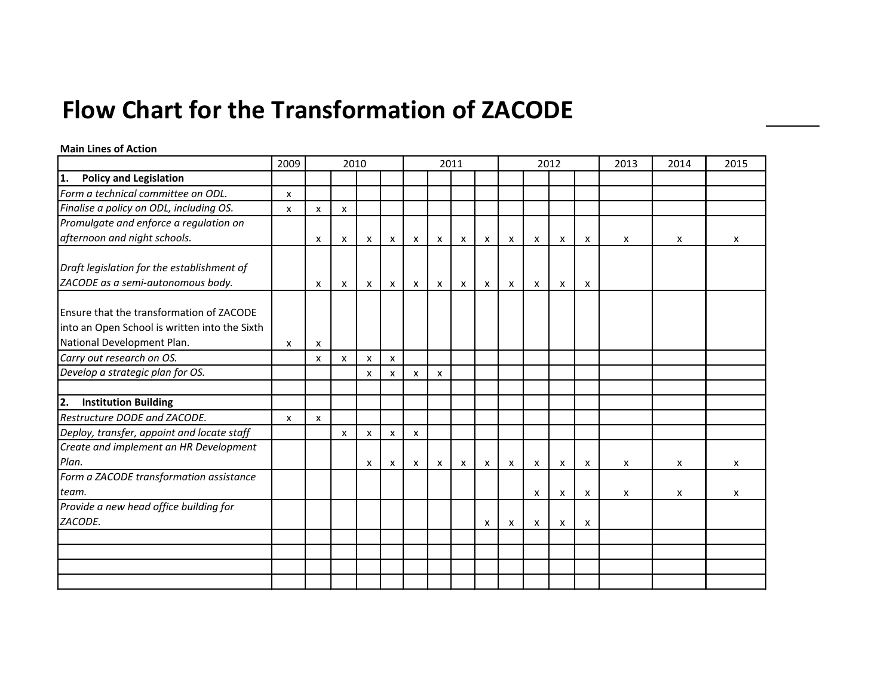# Flow Chart for the Transformation of ZACODE

**Main Lines of Action**

| | 2009 | 2010 | | | | 2011 | | | | 2012 | | | | 2013 | 2014 | 2015 |
|---|---|---|---|---|---|---|---|---|---|---|---|---|---|---|---|---|
| **1. Policy and Legislation** | | | | | | | | | | | | | | | | |
| *Form a technical committee on ODL.* | x | | | | | | | | | | | | | | | |
| *Finalise a policy on ODL, including OS.* | x | x | x | | | | | | | | | | | | | |
| *Promulgate and enforce a regulation on afternoon and night schools.* | | x | x | x | x | x | x | x | x | x | x | x | x | x | x | x |
| *Draft legislation for the establishment of ZACODE as a semi-autonomous body.* | | x | x | x | x | x | x | x | x | x | x | x | x | | | |
| Ensure that the transformation of ZACODE into an Open School is written into the Sixth National Development Plan. | x | x | | | | | | | | | | | | | | |
| *Carry out research on OS.* | | x | x | x | x | | | | | | | | | | | |
| *Develop a strategic plan for OS.* | | | | x | x | x | x | | | | | | | | | |
| | | | | | | | | | | | | | | | | |
| **2. Institution Building** | | | | | | | | | | | | | | | | |
| *Restructure DODE and ZACODE.* | x | x | | | | | | | | | | | | | | |
| *Deploy, transfer, appoint and locate staff* | | | x | x | x | x | | | | | | | | | | |
| *Create and implement an HR Development Plan.* | | | | x | x | x | x | x | x | x | x | x | x | x | x | x |
| *Form a ZACODE transformation assistance team.* | | | | | | | | | | | x | x | x | x | x | x |
| *Provide a new head office building for ZACODE.* | | | | | | | | | x | x | x | x | x | | | |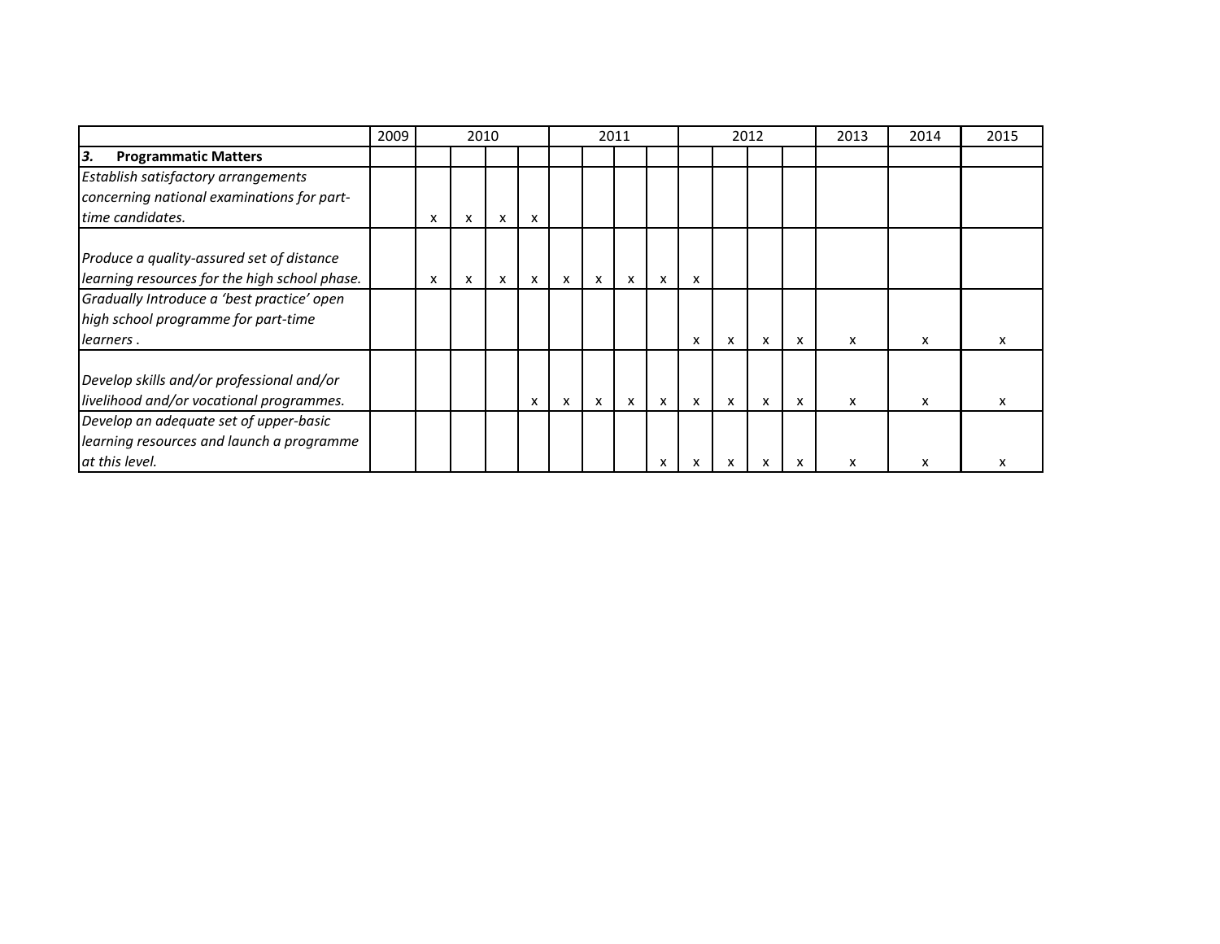| | 2009 | 2010 | | | | 2011 | | | | 2012 | | | | 2013 | 2014 | 2015 |
|---|---|---|---|---|---|---|---|---|---|---|---|---|---|---|---|---|
| ***3. Programmatic Matters*** | | | | | | | | | | | | | | | | |
| *Establish satisfactory arrangements concerning national examinations for part-time candidates.* | | x | x | x | x | | | | | | | | | | | |
| *Produce a quality-assured set of distance learning resources for the high school phase.* | | x | x | x | x | x | x | x | x | x | | | | | | |
| *Gradually Introduce a 'best practice' open high school programme for part-time learners .* | | | | | | | | | | x | x | x | x | x | x | x |
| *Develop skills and/or professional and/or livelihood and/or vocational programmes.* | | | | | x | x | x | x | x | x | x | x | x | x | x | x |
| *Develop an adequate set of upper-basic learning resources and launch a programme at this level.* | | | | | | | | | x | x | x | x | x | x | x | x |